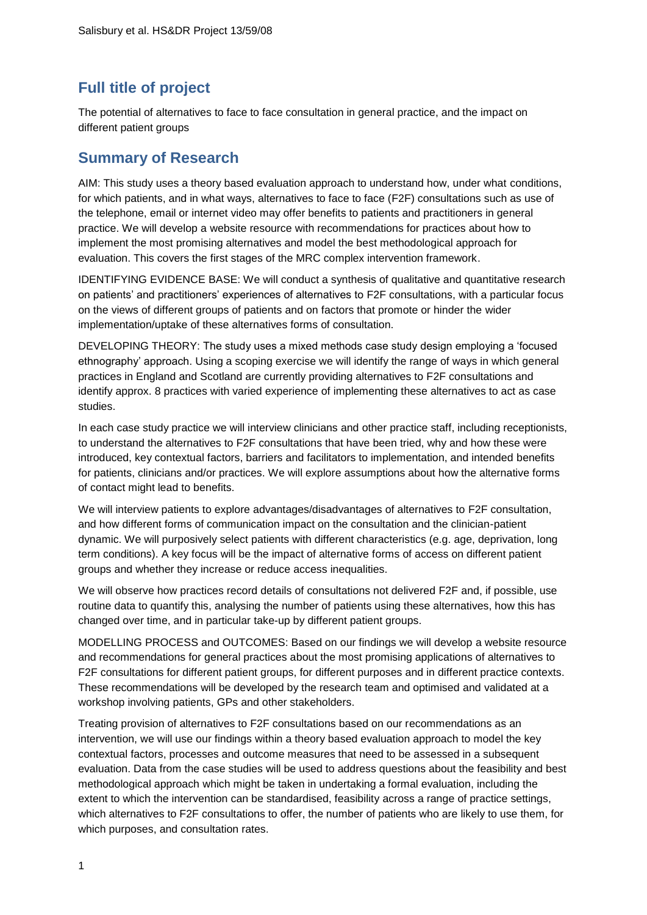## Full title of project

The potential of alternatives to face to face consultation in general practice, and the impact on different patient groups

## Summary of Research

AIM: This study uses a theory based evaluation approach to understand how, under what conditions, for which patients, and in what ways, alternatives to face to face (F2F) consultations such as use of the telephone, email or internet video may offer benefits to patients and practitioners in general practice. We will develop a website resource with recommendations for practices about how to implement the most promising alternatives and model the best methodological approach for evaluation. This covers the first stages of the MRC complex intervention framework.

IDENTIFYING EVIDENCE BASE: We will conduct a synthesis of qualitative and quantitative research on patients' and practitioners' experiences of alternatives to F2F consultations, with a particular focus on the views of different groups of patients and on factors that promote or hinder the wider implementation/uptake of these alternatives forms of consultation.

DEVELOPING THEORY: The study uses a mixed methods case study design employing a 'focused ethnography' approach. Using a scoping exercise we will identify the range of ways in which general practices in England and Scotland are currently providing alternatives to F2F consultations and identify approx. 8 practices with varied experience of implementing these alternatives to act as case studies.

In each case study practice we will interview clinicians and other practice staff, including receptionists, to understand the alternatives to F2F consultations that have been tried, why and how these were introduced, key contextual factors, barriers and facilitators to implementation, and intended benefits for patients, clinicians and/or practices. We will explore assumptions about how the alternative forms of contact might lead to benefits.

We will interview patients to explore advantages/disadvantages of alternatives to F2F consultation, and how different forms of communication impact on the consultation and the clinician-patient dynamic. We will purposively select patients with different characteristics (e.g. age, deprivation, long term conditions). A key focus will be the impact of alternative forms of access on different patient groups and whether they increase or reduce access inequalities.

We will observe how practices record details of consultations not delivered F2F and, if possible, use routine data to quantify this, analysing the number of patients using these alternatives, how this has changed over time, and in particular take-up by different patient groups.

MODELLING PROCESS and OUTCOMES: Based on our findings we will develop a website resource and recommendations for general practices about the most promising applications of alternatives to F2F consultations for different patient groups, for different purposes and in different practice contexts. These recommendations will be developed by the research team and optimised and validated at a workshop involving patients, GPs and other stakeholders.

Treating provision of alternatives to F2F consultations based on our recommendations as an intervention, we will use our findings within a theory based evaluation approach to model the key contextual factors, processes and outcome measures that need to be assessed in a subsequent evaluation. Data from the case studies will be used to address questions about the feasibility and best methodological approach which might be taken in undertaking a formal evaluation, including the extent to which the intervention can be standardised, feasibility across a range of practice settings, which alternatives to F2F consultations to offer, the number of patients who are likely to use them, for which purposes, and consultation rates.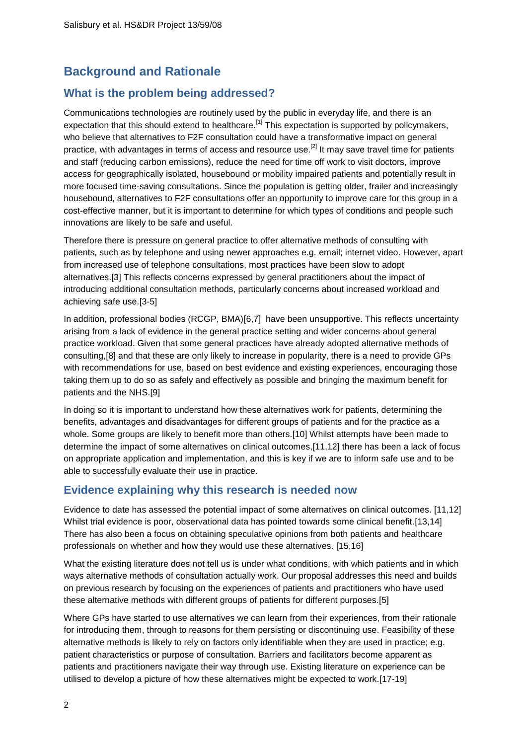## Background and Rationale

### What is the problem being addressed?

Communications technologies are routinely used by the public in everyday life, and there is an expectation that this should extend to healthcare.[1] This expectation is supported by policymakers, who believe that alternatives to F2F consultation could have a transformative impact on general practice, with advantages in terms of access and resource use.[2] It may save travel time for patients and staff (reducing carbon emissions), reduce the need for time off work to visit doctors, improve access for geographically isolated, housebound or mobility impaired patients and potentially result in more focused time-saving consultations. Since the population is getting older, frailer and increasingly housebound, alternatives to F2F consultations offer an opportunity to improve care for this group in a cost-effective manner, but it is important to determine for which types of conditions and people such innovations are likely to be safe and useful.

Therefore there is pressure on general practice to offer alternative methods of consulting with patients, such as by telephone and using newer approaches e.g. email; internet video. However, apart from increased use of telephone consultations, most practices have been slow to adopt alternatives.[3] This reflects concerns expressed by general practitioners about the impact of introducing additional consultation methods, particularly concerns about increased workload and achieving safe use.[3-5]

In addition, professional bodies (RCGP, BMA)[6,7] have been unsupportive. This reflects uncertainty arising from a lack of evidence in the general practice setting and wider concerns about general practice workload. Given that some general practices have already adopted alternative methods of consulting,[8] and that these are only likely to increase in popularity, there is a need to provide GPs with recommendations for use, based on best evidence and existing experiences, encouraging those taking them up to do so as safely and effectively as possible and bringing the maximum benefit for patients and the NHS.[9]

In doing so it is important to understand how these alternatives work for patients, determining the benefits, advantages and disadvantages for different groups of patients and for the practice as a whole. Some groups are likely to benefit more than others.[10] Whilst attempts have been made to determine the impact of some alternatives on clinical outcomes,[11,12] there has been a lack of focus on appropriate application and implementation, and this is key if we are to inform safe use and to be able to successfully evaluate their use in practice.

### Evidence explaining why this research is needed now

Evidence to date has assessed the potential impact of some alternatives on clinical outcomes. [11,12] Whilst trial evidence is poor, observational data has pointed towards some clinical benefit.[13,14] There has also been a focus on obtaining speculative opinions from both patients and healthcare professionals on whether and how they would use these alternatives. [15,16]

What the existing literature does not tell us is under what conditions, with which patients and in which ways alternative methods of consultation actually work. Our proposal addresses this need and builds on previous research by focusing on the experiences of patients and practitioners who have used these alternative methods with different groups of patients for different purposes.[5]

Where GPs have started to use alternatives we can learn from their experiences, from their rationale for introducing them, through to reasons for them persisting or discontinuing use. Feasibility of these alternative methods is likely to rely on factors only identifiable when they are used in practice; e.g. patient characteristics or purpose of consultation. Barriers and facilitators become apparent as patients and practitioners navigate their way through use. Existing literature on experience can be utilised to develop a picture of how these alternatives might be expected to work.[17-19]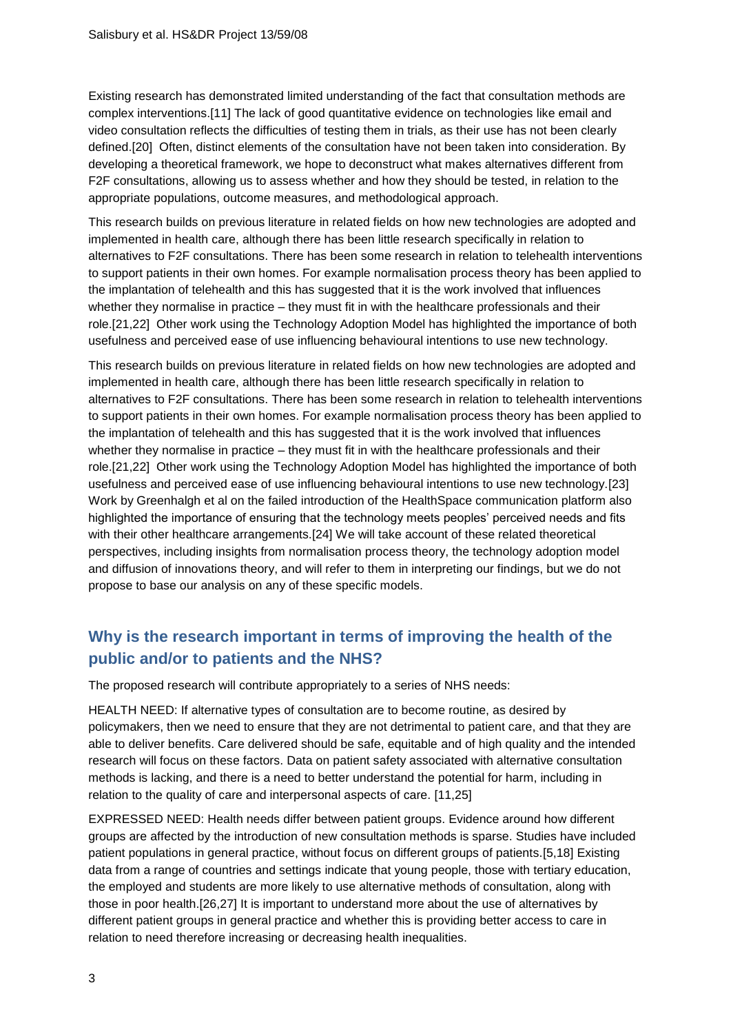Existing research has demonstrated limited understanding of the fact that consultation methods are complex interventions.[11] The lack of good quantitative evidence on technologies like email and video consultation reflects the difficulties of testing them in trials, as their use has not been clearly defined.[20] Often, distinct elements of the consultation have not been taken into consideration. By developing a theoretical framework, we hope to deconstruct what makes alternatives different from F2F consultations, allowing us to assess whether and how they should be tested, in relation to the appropriate populations, outcome measures, and methodological approach.

This research builds on previous literature in related fields on how new technologies are adopted and implemented in health care, although there has been little research specifically in relation to alternatives to F2F consultations. There has been some research in relation to telehealth interventions to support patients in their own homes. For example normalisation process theory has been applied to the implantation of telehealth and this has suggested that it is the work involved that influences whether they normalise in practice – they must fit in with the healthcare professionals and their role.[21,22] Other work using the Technology Adoption Model has highlighted the importance of both usefulness and perceived ease of use influencing behavioural intentions to use new technology.

This research builds on previous literature in related fields on how new technologies are adopted and implemented in health care, although there has been little research specifically in relation to alternatives to F2F consultations. There has been some research in relation to telehealth interventions to support patients in their own homes. For example normalisation process theory has been applied to the implantation of telehealth and this has suggested that it is the work involved that influences whether they normalise in practice – they must fit in with the healthcare professionals and their role.[21,22] Other work using the Technology Adoption Model has highlighted the importance of both usefulness and perceived ease of use influencing behavioural intentions to use new technology.[23] Work by Greenhalgh et al on the failed introduction of the HealthSpace communication platform also highlighted the importance of ensuring that the technology meets peoples' perceived needs and fits with their other healthcare arrangements.[24] We will take account of these related theoretical perspectives, including insights from normalisation process theory, the technology adoption model and diffusion of innovations theory, and will refer to them in interpreting our findings, but we do not propose to base our analysis on any of these specific models.

## Why is the research important in terms of improving the health of the public and/or to patients and the NHS?

The proposed research will contribute appropriately to a series of NHS needs:

HEALTH NEED: If alternative types of consultation are to become routine, as desired by policymakers, then we need to ensure that they are not detrimental to patient care, and that they are able to deliver benefits. Care delivered should be safe, equitable and of high quality and the intended research will focus on these factors. Data on patient safety associated with alternative consultation methods is lacking, and there is a need to better understand the potential for harm, including in relation to the quality of care and interpersonal aspects of care. [11,25]

EXPRESSED NEED: Health needs differ between patient groups. Evidence around how different groups are affected by the introduction of new consultation methods is sparse. Studies have included patient populations in general practice, without focus on different groups of patients.[5,18] Existing data from a range of countries and settings indicate that young people, those with tertiary education, the employed and students are more likely to use alternative methods of consultation, along with those in poor health.[26,27] It is important to understand more about the use of alternatives by different patient groups in general practice and whether this is providing better access to care in relation to need therefore increasing or decreasing health inequalities.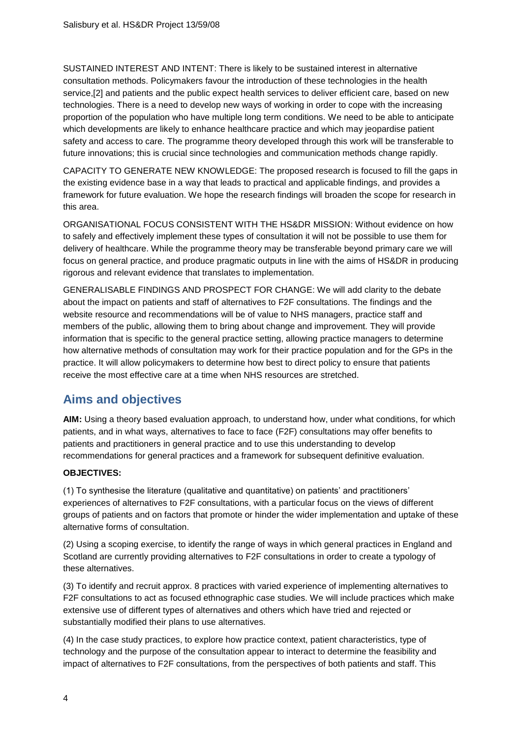SUSTAINED INTEREST AND INTENT: There is likely to be sustained interest in alternative consultation methods. Policymakers favour the introduction of these technologies in the health service,[2] and patients and the public expect health services to deliver efficient care, based on new technologies. There is a need to develop new ways of working in order to cope with the increasing proportion of the population who have multiple long term conditions. We need to be able to anticipate which developments are likely to enhance healthcare practice and which may jeopardise patient safety and access to care. The programme theory developed through this work will be transferable to future innovations; this is crucial since technologies and communication methods change rapidly.

CAPACITY TO GENERATE NEW KNOWLEDGE: The proposed research is focused to fill the gaps in the existing evidence base in a way that leads to practical and applicable findings, and provides a framework for future evaluation. We hope the research findings will broaden the scope for research in this area.

ORGANISATIONAL FOCUS CONSISTENT WITH THE HS&DR MISSION: Without evidence on how to safely and effectively implement these types of consultation it will not be possible to use them for delivery of healthcare. While the programme theory may be transferable beyond primary care we will focus on general practice, and produce pragmatic outputs in line with the aims of HS&DR in producing rigorous and relevant evidence that translates to implementation.

GENERALISABLE FINDINGS AND PROSPECT FOR CHANGE: We will add clarity to the debate about the impact on patients and staff of alternatives to F2F consultations. The findings and the website resource and recommendations will be of value to NHS managers, practice staff and members of the public, allowing them to bring about change and improvement. They will provide information that is specific to the general practice setting, allowing practice managers to determine how alternative methods of consultation may work for their practice population and for the GPs in the practice. It will allow policymakers to determine how best to direct policy to ensure that patients receive the most effective care at a time when NHS resources are stretched.

## Aims and objectives

**AIM:** Using a theory based evaluation approach, to understand how, under what conditions, for which patients, and in what ways, alternatives to face to face (F2F) consultations may offer benefits to patients and practitioners in general practice and to use this understanding to develop recommendations for general practices and a framework for subsequent definitive evaluation.

**OBJECTIVES:**

(1) To synthesise the literature (qualitative and quantitative) on patients' and practitioners' experiences of alternatives to F2F consultations, with a particular focus on the views of different groups of patients and on factors that promote or hinder the wider implementation and uptake of these alternative forms of consultation.

(2) Using a scoping exercise, to identify the range of ways in which general practices in England and Scotland are currently providing alternatives to F2F consultations in order to create a typology of these alternatives.

(3) To identify and recruit approx. 8 practices with varied experience of implementing alternatives to F2F consultations to act as focused ethnographic case studies. We will include practices which make extensive use of different types of alternatives and others which have tried and rejected or substantially modified their plans to use alternatives.

(4) In the case study practices, to explore how practice context, patient characteristics, type of technology and the purpose of the consultation appear to interact to determine the feasibility and impact of alternatives to F2F consultations, from the perspectives of both patients and staff. This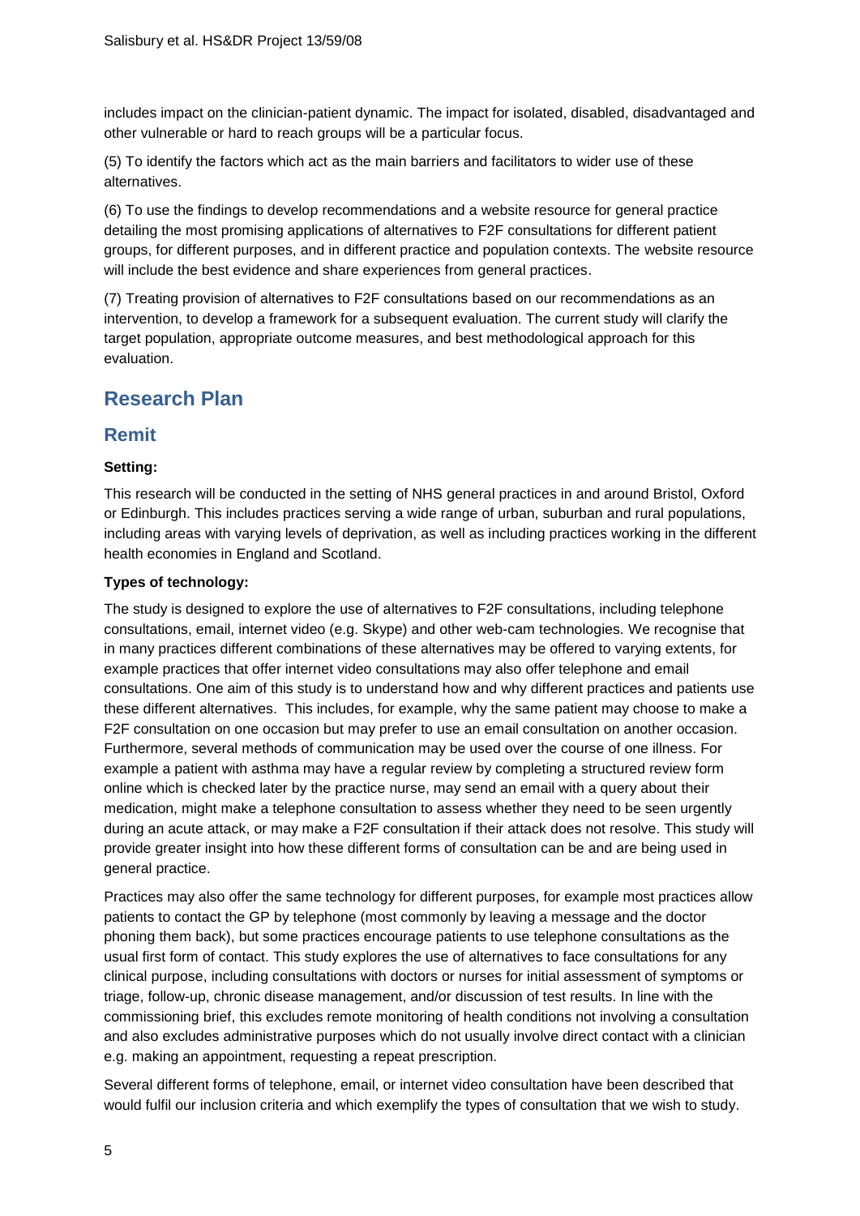includes impact on the clinician-patient dynamic. The impact for isolated, disabled, disadvantaged and other vulnerable or hard to reach groups will be a particular focus.

(5) To identify the factors which act as the main barriers and facilitators to wider use of these alternatives.

(6) To use the findings to develop recommendations and a website resource for general practice detailing the most promising applications of alternatives to F2F consultations for different patient groups, for different purposes, and in different practice and population contexts. The website resource will include the best evidence and share experiences from general practices.

(7) Treating provision of alternatives to F2F consultations based on our recommendations as an intervention, to develop a framework for a subsequent evaluation. The current study will clarify the target population, appropriate outcome measures, and best methodological approach for this evaluation.

# Research Plan

## Remit

**Setting:**

This research will be conducted in the setting of NHS general practices in and around Bristol, Oxford or Edinburgh. This includes practices serving a wide range of urban, suburban and rural populations, including areas with varying levels of deprivation, as well as including practices working in the different health economies in England and Scotland.

**Types of technology:**

The study is designed to explore the use of alternatives to F2F consultations, including telephone consultations, email, internet video (e.g. Skype) and other web-cam technologies. We recognise that in many practices different combinations of these alternatives may be offered to varying extents, for example practices that offer internet video consultations may also offer telephone and email consultations. One aim of this study is to understand how and why different practices and patients use these different alternatives. This includes, for example, why the same patient may choose to make a F2F consultation on one occasion but may prefer to use an email consultation on another occasion. Furthermore, several methods of communication may be used over the course of one illness. For example a patient with asthma may have a regular review by completing a structured review form online which is checked later by the practice nurse, may send an email with a query about their medication, might make a telephone consultation to assess whether they need to be seen urgently during an acute attack, or may make a F2F consultation if their attack does not resolve. This study will provide greater insight into how these different forms of consultation can be and are being used in general practice.

Practices may also offer the same technology for different purposes, for example most practices allow patients to contact the GP by telephone (most commonly by leaving a message and the doctor phoning them back), but some practices encourage patients to use telephone consultations as the usual first form of contact. This study explores the use of alternatives to face consultations for any clinical purpose, including consultations with doctors or nurses for initial assessment of symptoms or triage, follow-up, chronic disease management, and/or discussion of test results. In line with the commissioning brief, this excludes remote monitoring of health conditions not involving a consultation and also excludes administrative purposes which do not usually involve direct contact with a clinician e.g. making an appointment, requesting a repeat prescription.

Several different forms of telephone, email, or internet video consultation have been described that would fulfil our inclusion criteria and which exemplify the types of consultation that we wish to study.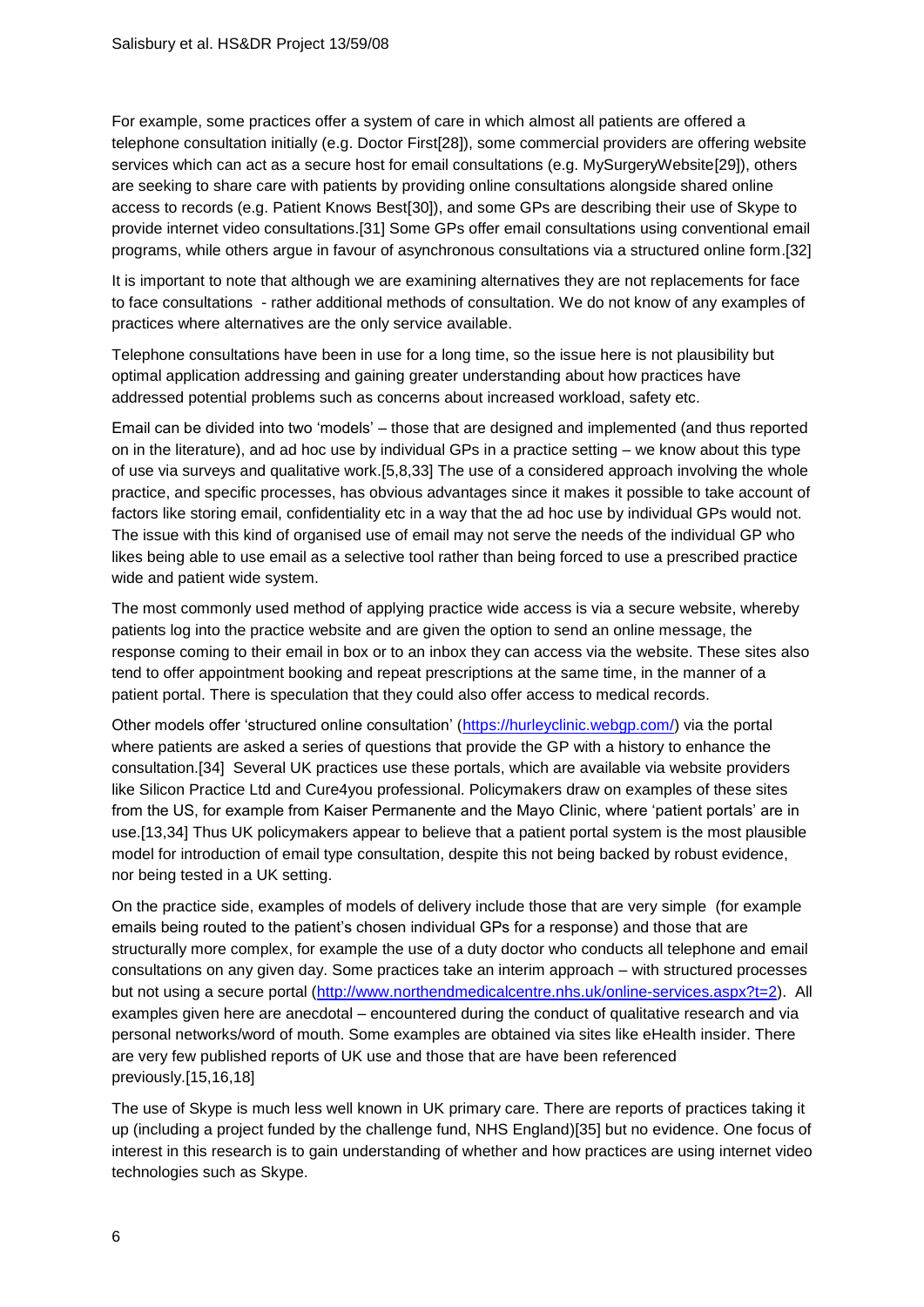For example, some practices offer a system of care in which almost all patients are offered a telephone consultation initially (e.g. Doctor First[28]), some commercial providers are offering website services which can act as a secure host for email consultations (e.g. MySurgeryWebsite[29]), others are seeking to share care with patients by providing online consultations alongside shared online access to records (e.g. Patient Knows Best[30]), and some GPs are describing their use of Skype to provide internet video consultations.[31] Some GPs offer email consultations using conventional email programs, while others argue in favour of asynchronous consultations via a structured online form.[32]

It is important to note that although we are examining alternatives they are not replacements for face to face consultations - rather additional methods of consultation. We do not know of any examples of practices where alternatives are the only service available.

Telephone consultations have been in use for a long time, so the issue here is not plausibility but optimal application addressing and gaining greater understanding about how practices have addressed potential problems such as concerns about increased workload, safety etc.

Email can be divided into two 'models' – those that are designed and implemented (and thus reported on in the literature), and ad hoc use by individual GPs in a practice setting – we know about this type of use via surveys and qualitative work.[5,8,33] The use of a considered approach involving the whole practice, and specific processes, has obvious advantages since it makes it possible to take account of factors like storing email, confidentiality etc in a way that the ad hoc use by individual GPs would not. The issue with this kind of organised use of email may not serve the needs of the individual GP who likes being able to use email as a selective tool rather than being forced to use a prescribed practice wide and patient wide system.

The most commonly used method of applying practice wide access is via a secure website, whereby patients log into the practice website and are given the option to send an online message, the response coming to their email in box or to an inbox they can access via the website. These sites also tend to offer appointment booking and repeat prescriptions at the same time, in the manner of a patient portal. There is speculation that they could also offer access to medical records.

Other models offer 'structured online consultation' (https://hurleyclinic.webgp.com/) via the portal where patients are asked a series of questions that provide the GP with a history to enhance the consultation.[34] Several UK practices use these portals, which are available via website providers like Silicon Practice Ltd and Cure4you professional. Policymakers draw on examples of these sites from the US, for example from Kaiser Permanente and the Mayo Clinic, where 'patient portals' are in use.[13,34] Thus UK policymakers appear to believe that a patient portal system is the most plausible model for introduction of email type consultation, despite this not being backed by robust evidence, nor being tested in a UK setting.

On the practice side, examples of models of delivery include those that are very simple (for example emails being routed to the patient's chosen individual GPs for a response) and those that are structurally more complex, for example the use of a duty doctor who conducts all telephone and email consultations on any given day. Some practices take an interim approach – with structured processes but not using a secure portal (http://www.northendmedicalcentre.nhs.uk/online-services.aspx?t=2). All examples given here are anecdotal – encountered during the conduct of qualitative research and via personal networks/word of mouth. Some examples are obtained via sites like eHealth insider. There are very few published reports of UK use and those that are have been referenced previously.[15,16,18]

The use of Skype is much less well known in UK primary care. There are reports of practices taking it up (including a project funded by the challenge fund, NHS England)[35] but no evidence. One focus of interest in this research is to gain understanding of whether and how practices are using internet video technologies such as Skype.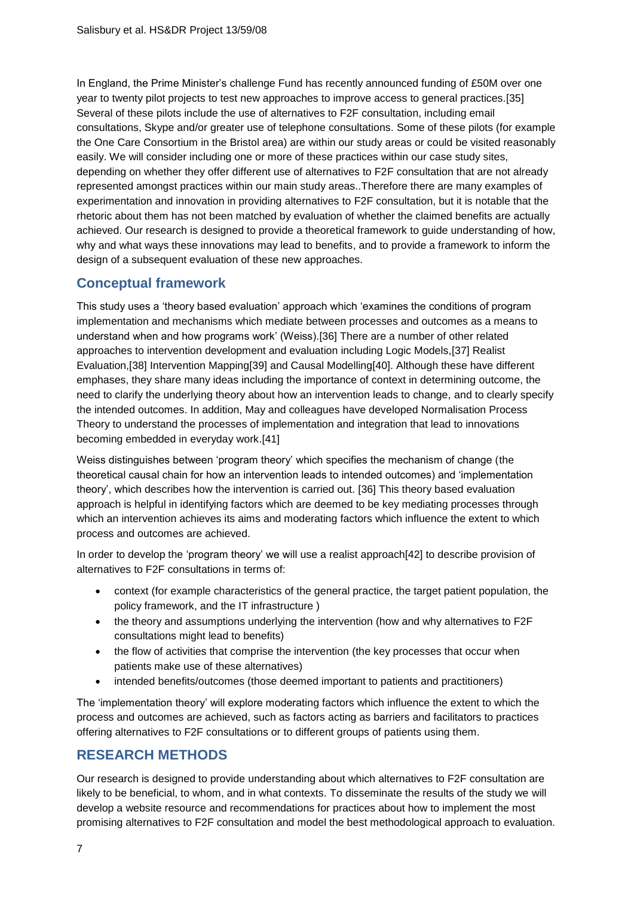In England, the Prime Minister's challenge Fund has recently announced funding of £50M over one year to twenty pilot projects to test new approaches to improve access to general practices.[35] Several of these pilots include the use of alternatives to F2F consultation, including email consultations, Skype and/or greater use of telephone consultations. Some of these pilots (for example the One Care Consortium in the Bristol area) are within our study areas or could be visited reasonably easily. We will consider including one or more of these practices within our case study sites, depending on whether they offer different use of alternatives to F2F consultation that are not already represented amongst practices within our main study areas..Therefore there are many examples of experimentation and innovation in providing alternatives to F2F consultation, but it is notable that the rhetoric about them has not been matched by evaluation of whether the claimed benefits are actually achieved. Our research is designed to provide a theoretical framework to guide understanding of how, why and what ways these innovations may lead to benefits, and to provide a framework to inform the design of a subsequent evaluation of these new approaches.

## Conceptual framework

This study uses a 'theory based evaluation' approach which 'examines the conditions of program implementation and mechanisms which mediate between processes and outcomes as a means to understand when and how programs work' (Weiss).[36] There are a number of other related approaches to intervention development and evaluation including Logic Models,[37] Realist Evaluation,[38] Intervention Mapping[39] and Causal Modelling[40]. Although these have different emphases, they share many ideas including the importance of context in determining outcome, the need to clarify the underlying theory about how an intervention leads to change, and to clearly specify the intended outcomes. In addition, May and colleagues have developed Normalisation Process Theory to understand the processes of implementation and integration that lead to innovations becoming embedded in everyday work.[41]

Weiss distinguishes between 'program theory' which specifies the mechanism of change (the theoretical causal chain for how an intervention leads to intended outcomes) and 'implementation theory', which describes how the intervention is carried out. [36] This theory based evaluation approach is helpful in identifying factors which are deemed to be key mediating processes through which an intervention achieves its aims and moderating factors which influence the extent to which process and outcomes are achieved.

In order to develop the 'program theory' we will use a realist approach[42] to describe provision of alternatives to F2F consultations in terms of:

- context (for example characteristics of the general practice, the target patient population, the policy framework, and the IT infrastructure )
- the theory and assumptions underlying the intervention (how and why alternatives to F2F consultations might lead to benefits)
- the flow of activities that comprise the intervention (the key processes that occur when patients make use of these alternatives)
- intended benefits/outcomes (those deemed important to patients and practitioners)

The 'implementation theory' will explore moderating factors which influence the extent to which the process and outcomes are achieved, such as factors acting as barriers and facilitators to practices offering alternatives to F2F consultations or to different groups of patients using them.

## RESEARCH METHODS

Our research is designed to provide understanding about which alternatives to F2F consultation are likely to be beneficial, to whom, and in what contexts. To disseminate the results of the study we will develop a website resource and recommendations for practices about how to implement the most promising alternatives to F2F consultation and model the best methodological approach to evaluation.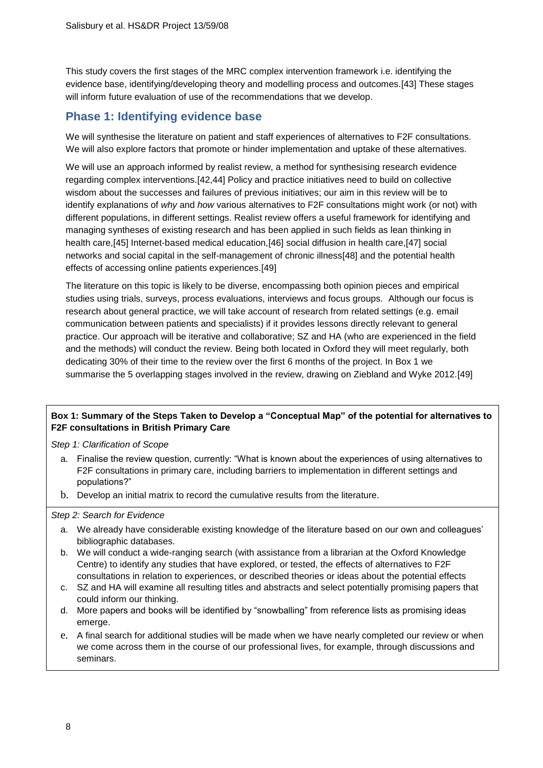This study covers the first stages of the MRC complex intervention framework i.e. identifying the evidence base, identifying/developing theory and modelling process and outcomes.[43] These stages will inform future evaluation of use of the recommendations that we develop.

## Phase 1: Identifying evidence base

We will synthesise the literature on patient and staff experiences of alternatives to F2F consultations. We will also explore factors that promote or hinder implementation and uptake of these alternatives.

We will use an approach informed by realist review, a method for synthesising research evidence regarding complex interventions.[42,44] Policy and practice initiatives need to build on collective wisdom about the successes and failures of previous initiatives; our aim in this review will be to identify explanations of *why* and *how* various alternatives to F2F consultations might work (or not) with different populations, in different settings. Realist review offers a useful framework for identifying and managing syntheses of existing research and has been applied in such fields as lean thinking in health care,[45] Internet-based medical education,[46] social diffusion in health care,[47] social networks and social capital in the self-management of chronic illness[48] and the potential health effects of accessing online patients experiences.[49]

The literature on this topic is likely to be diverse, encompassing both opinion pieces and empirical studies using trials, surveys, process evaluations, interviews and focus groups. Although our focus is research about general practice, we will take account of research from related settings (e.g. email communication between patients and specialists) if it provides lessons directly relevant to general practice. Our approach will be iterative and collaborative; SZ and HA (who are experienced in the field and the methods) will conduct the review. Being both located in Oxford they will meet regularly, both dedicating 30% of their time to the review over the first 6 months of the project. In Box 1 we summarise the 5 overlapping stages involved in the review, drawing on Ziebland and Wyke 2012.[49]

**Box 1: Summary of the Steps Taken to Develop a "Conceptual Map" of the potential for alternatives to F2F consultations in British Primary Care**

*Step 1: Clarification of Scope*

a. Finalise the review question, currently: "What is known about the experiences of using alternatives to F2F consultations in primary care, including barriers to implementation in different settings and populations?"
b. Develop an initial matrix to record the cumulative results from the literature.

*Step 2: Search for Evidence*

a. We already have considerable existing knowledge of the literature based on our own and colleagues' bibliographic databases.
b. We will conduct a wide-ranging search (with assistance from a librarian at the Oxford Knowledge Centre) to identify any studies that have explored, or tested, the effects of alternatives to F2F consultations in relation to experiences, or described theories or ideas about the potential effects
c. SZ and HA will examine all resulting titles and abstracts and select potentially promising papers that could inform our thinking.
d. More papers and books will be identified by "snowballing" from reference lists as promising ideas emerge.
e. A final search for additional studies will be made when we have nearly completed our review or when we come across them in the course of our professional lives, for example, through discussions and seminars.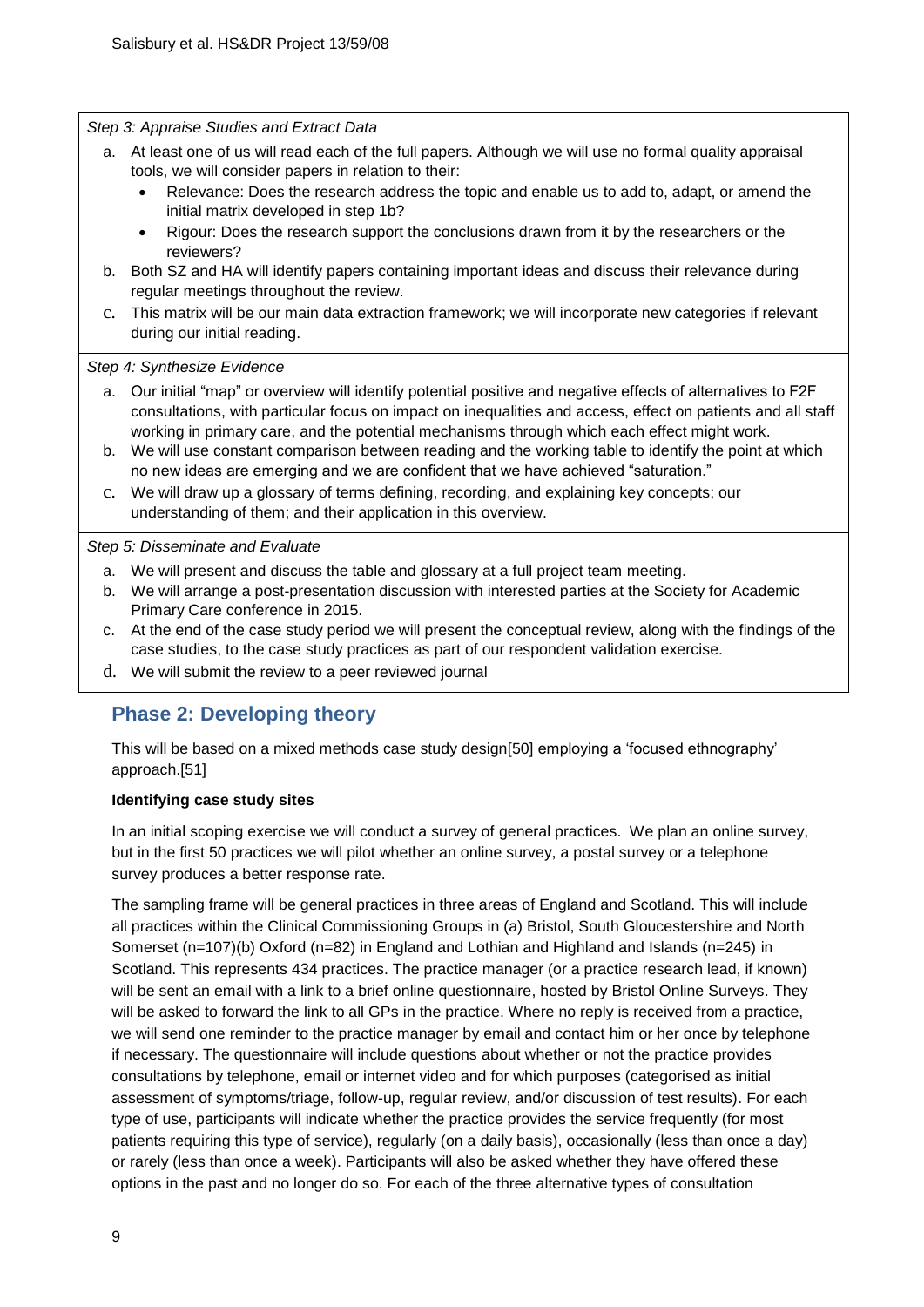*Step 3: Appraise Studies and Extract Data*

a. At least one of us will read each of the full papers. Although we will use no formal quality appraisal tools, we will consider papers in relation to their:
   - Relevance: Does the research address the topic and enable us to add to, adapt, or amend the initial matrix developed in step 1b?
   - Rigour: Does the research support the conclusions drawn from it by the researchers or the reviewers?
b. Both SZ and HA will identify papers containing important ideas and discuss their relevance during regular meetings throughout the review.
c. This matrix will be our main data extraction framework; we will incorporate new categories if relevant during our initial reading.

*Step 4: Synthesize Evidence*

a. Our initial "map" or overview will identify potential positive and negative effects of alternatives to F2F consultations, with particular focus on impact on inequalities and access, effect on patients and all staff working in primary care, and the potential mechanisms through which each effect might work.
b. We will use constant comparison between reading and the working table to identify the point at which no new ideas are emerging and we are confident that we have achieved "saturation."
c. We will draw up a glossary of terms defining, recording, and explaining key concepts; our understanding of them; and their application in this overview.

*Step 5: Disseminate and Evaluate*

a. We will present and discuss the table and glossary at a full project team meeting.
b. We will arrange a post-presentation discussion with interested parties at the Society for Academic Primary Care conference in 2015.
c. At the end of the case study period we will present the conceptual review, along with the findings of the case studies, to the case study practices as part of our respondent validation exercise.
d. We will submit the review to a peer reviewed journal

## Phase 2: Developing theory

This will be based on a mixed methods case study design[50] employing a 'focused ethnography' approach.[51]

**Identifying case study sites**

In an initial scoping exercise we will conduct a survey of general practices. We plan an online survey, but in the first 50 practices we will pilot whether an online survey, a postal survey or a telephone survey produces a better response rate.

The sampling frame will be general practices in three areas of England and Scotland. This will include all practices within the Clinical Commissioning Groups in (a) Bristol, South Gloucestershire and North Somerset (n=107)(b) Oxford (n=82) in England and Lothian and Highland and Islands (n=245) in Scotland. This represents 434 practices. The practice manager (or a practice research lead, if known) will be sent an email with a link to a brief online questionnaire, hosted by Bristol Online Surveys. They will be asked to forward the link to all GPs in the practice. Where no reply is received from a practice, we will send one reminder to the practice manager by email and contact him or her once by telephone if necessary. The questionnaire will include questions about whether or not the practice provides consultations by telephone, email or internet video and for which purposes (categorised as initial assessment of symptoms/triage, follow-up, regular review, and/or discussion of test results). For each type of use, participants will indicate whether the practice provides the service frequently (for most patients requiring this type of service), regularly (on a daily basis), occasionally (less than once a day) or rarely (less than once a week). Participants will also be asked whether they have offered these options in the past and no longer do so. For each of the three alternative types of consultation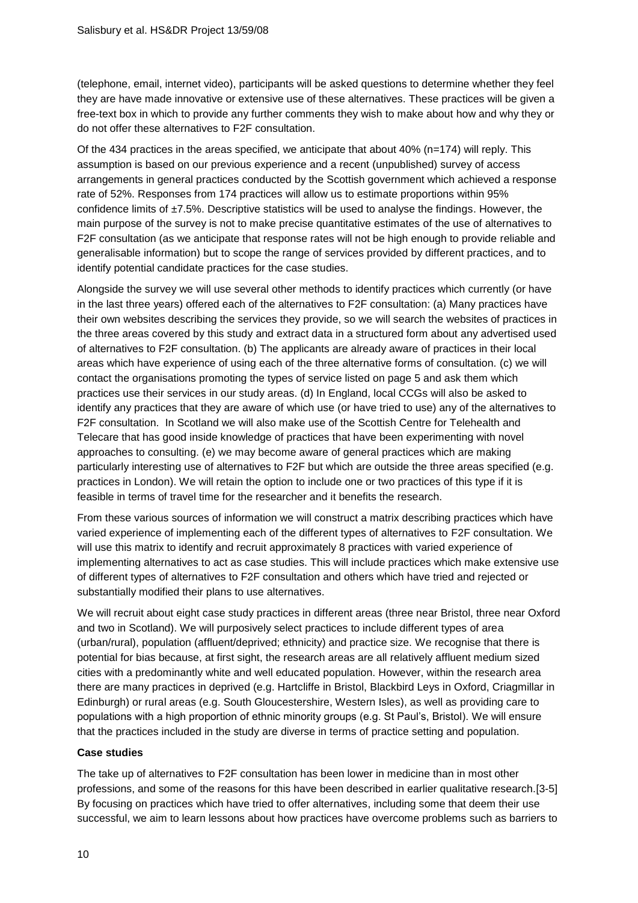(telephone, email, internet video), participants will be asked questions to determine whether they feel they are have made innovative or extensive use of these alternatives. These practices will be given a free-text box in which to provide any further comments they wish to make about how and why they or do not offer these alternatives to F2F consultation.

Of the 434 practices in the areas specified, we anticipate that about 40% (n=174) will reply. This assumption is based on our previous experience and a recent (unpublished) survey of access arrangements in general practices conducted by the Scottish government which achieved a response rate of 52%. Responses from 174 practices will allow us to estimate proportions within 95% confidence limits of ±7.5%. Descriptive statistics will be used to analyse the findings. However, the main purpose of the survey is not to make precise quantitative estimates of the use of alternatives to F2F consultation (as we anticipate that response rates will not be high enough to provide reliable and generalisable information) but to scope the range of services provided by different practices, and to identify potential candidate practices for the case studies.

Alongside the survey we will use several other methods to identify practices which currently (or have in the last three years) offered each of the alternatives to F2F consultation: (a) Many practices have their own websites describing the services they provide, so we will search the websites of practices in the three areas covered by this study and extract data in a structured form about any advertised used of alternatives to F2F consultation. (b) The applicants are already aware of practices in their local areas which have experience of using each of the three alternative forms of consultation. (c) we will contact the organisations promoting the types of service listed on page 5 and ask them which practices use their services in our study areas. (d) In England, local CCGs will also be asked to identify any practices that they are aware of which use (or have tried to use) any of the alternatives to F2F consultation. In Scotland we will also make use of the Scottish Centre for Telehealth and Telecare that has good inside knowledge of practices that have been experimenting with novel approaches to consulting. (e) we may become aware of general practices which are making particularly interesting use of alternatives to F2F but which are outside the three areas specified (e.g. practices in London). We will retain the option to include one or two practices of this type if it is feasible in terms of travel time for the researcher and it benefits the research.

From these various sources of information we will construct a matrix describing practices which have varied experience of implementing each of the different types of alternatives to F2F consultation. We will use this matrix to identify and recruit approximately 8 practices with varied experience of implementing alternatives to act as case studies. This will include practices which make extensive use of different types of alternatives to F2F consultation and others which have tried and rejected or substantially modified their plans to use alternatives.

We will recruit about eight case study practices in different areas (three near Bristol, three near Oxford and two in Scotland). We will purposively select practices to include different types of area (urban/rural), population (affluent/deprived; ethnicity) and practice size. We recognise that there is potential for bias because, at first sight, the research areas are all relatively affluent medium sized cities with a predominantly white and well educated population. However, within the research area there are many practices in deprived (e.g. Hartcliffe in Bristol, Blackbird Leys in Oxford, Criagmillar in Edinburgh) or rural areas (e.g. South Gloucestershire, Western Isles), as well as providing care to populations with a high proportion of ethnic minority groups (e.g. St Paul's, Bristol). We will ensure that the practices included in the study are diverse in terms of practice setting and population.

**Case studies**

The take up of alternatives to F2F consultation has been lower in medicine than in most other professions, and some of the reasons for this have been described in earlier qualitative research.[3-5] By focusing on practices which have tried to offer alternatives, including some that deem their use successful, we aim to learn lessons about how practices have overcome problems such as barriers to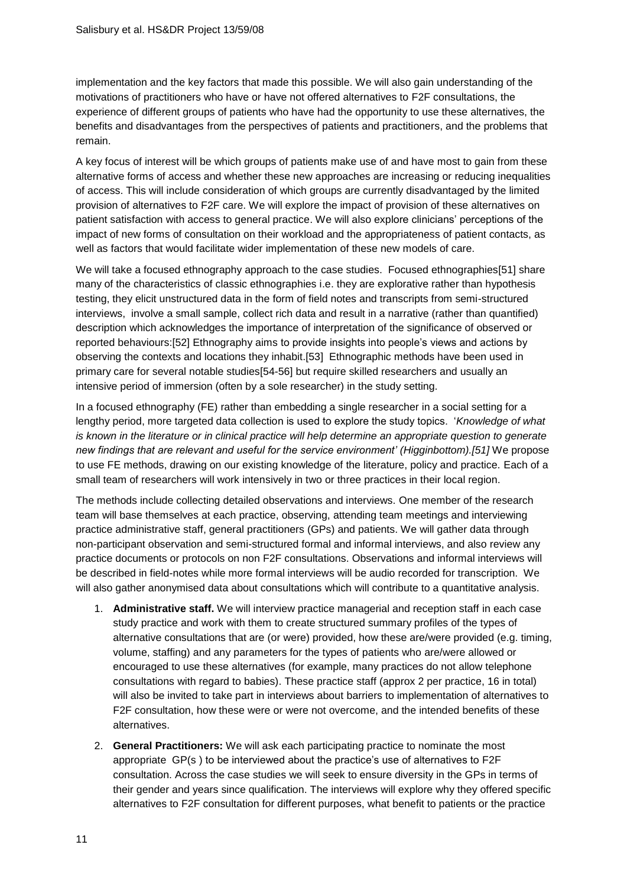implementation and the key factors that made this possible. We will also gain understanding of the motivations of practitioners who have or have not offered alternatives to F2F consultations, the experience of different groups of patients who have had the opportunity to use these alternatives, the benefits and disadvantages from the perspectives of patients and practitioners, and the problems that remain.

A key focus of interest will be which groups of patients make use of and have most to gain from these alternative forms of access and whether these new approaches are increasing or reducing inequalities of access. This will include consideration of which groups are currently disadvantaged by the limited provision of alternatives to F2F care. We will explore the impact of provision of these alternatives on patient satisfaction with access to general practice. We will also explore clinicians' perceptions of the impact of new forms of consultation on their workload and the appropriateness of patient contacts, as well as factors that would facilitate wider implementation of these new models of care.

We will take a focused ethnography approach to the case studies. Focused ethnographies[51] share many of the characteristics of classic ethnographies i.e. they are explorative rather than hypothesis testing, they elicit unstructured data in the form of field notes and transcripts from semi-structured interviews, involve a small sample, collect rich data and result in a narrative (rather than quantified) description which acknowledges the importance of interpretation of the significance of observed or reported behaviours:[52] Ethnography aims to provide insights into people's views and actions by observing the contexts and locations they inhabit.[53] Ethnographic methods have been used in primary care for several notable studies[54-56] but require skilled researchers and usually an intensive period of immersion (often by a sole researcher) in the study setting.

In a focused ethnography (FE) rather than embedding a single researcher in a social setting for a lengthy period, more targeted data collection is used to explore the study topics. '*Knowledge of what is known in the literature or in clinical practice will help determine an appropriate question to generate new findings that are relevant and useful for the service environment' (Higginbottom).[51]* We propose to use FE methods, drawing on our existing knowledge of the literature, policy and practice. Each of a small team of researchers will work intensively in two or three practices in their local region.

The methods include collecting detailed observations and interviews. One member of the research team will base themselves at each practice, observing, attending team meetings and interviewing practice administrative staff, general practitioners (GPs) and patients. We will gather data through non-participant observation and semi-structured formal and informal interviews, and also review any practice documents or protocols on non F2F consultations. Observations and informal interviews will be described in field-notes while more formal interviews will be audio recorded for transcription. We will also gather anonymised data about consultations which will contribute to a quantitative analysis.

1. **Administrative staff.** We will interview practice managerial and reception staff in each case study practice and work with them to create structured summary profiles of the types of alternative consultations that are (or were) provided, how these are/were provided (e.g. timing, volume, staffing) and any parameters for the types of patients who are/were allowed or encouraged to use these alternatives (for example, many practices do not allow telephone consultations with regard to babies). These practice staff (approx 2 per practice, 16 in total) will also be invited to take part in interviews about barriers to implementation of alternatives to F2F consultation, how these were or were not overcome, and the intended benefits of these alternatives.
2. **General Practitioners:** We will ask each participating practice to nominate the most appropriate GP(s ) to be interviewed about the practice's use of alternatives to F2F consultation. Across the case studies we will seek to ensure diversity in the GPs in terms of their gender and years since qualification. The interviews will explore why they offered specific alternatives to F2F consultation for different purposes, what benefit to patients or the practice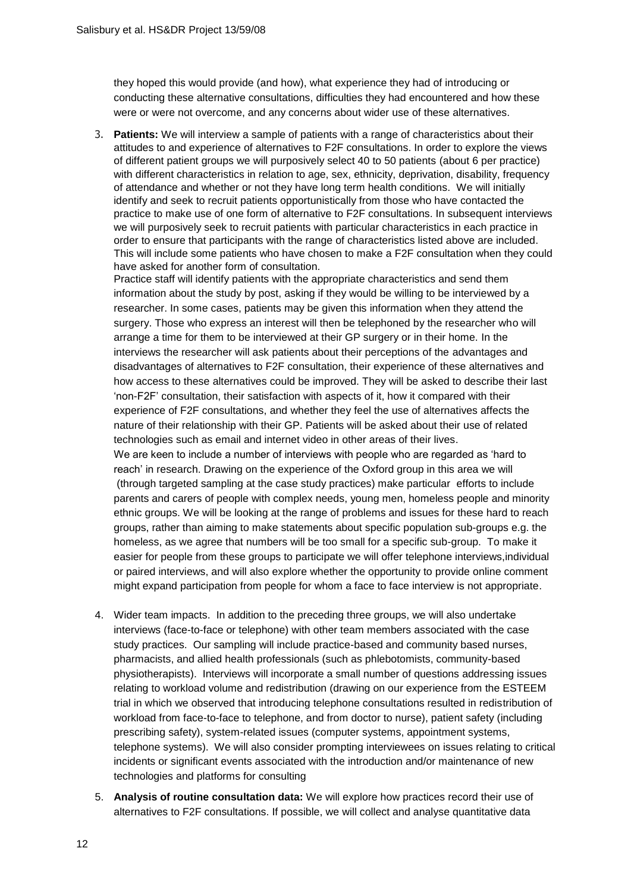they hoped this would provide (and how), what experience they had of introducing or conducting these alternative consultations, difficulties they had encountered and how these were or were not overcome, and any concerns about wider use of these alternatives.

3. **Patients:** We will interview a sample of patients with a range of characteristics about their attitudes to and experience of alternatives to F2F consultations. In order to explore the views of different patient groups we will purposively select 40 to 50 patients (about 6 per practice) with different characteristics in relation to age, sex, ethnicity, deprivation, disability, frequency of attendance and whether or not they have long term health conditions. We will initially identify and seek to recruit patients opportunistically from those who have contacted the practice to make use of one form of alternative to F2F consultations. In subsequent interviews we will purposively seek to recruit patients with particular characteristics in each practice in order to ensure that participants with the range of characteristics listed above are included. This will include some patients who have chosen to make a F2F consultation when they could have asked for another form of consultation.
   Practice staff will identify patients with the appropriate characteristics and send them information about the study by post, asking if they would be willing to be interviewed by a researcher. In some cases, patients may be given this information when they attend the surgery. Those who express an interest will then be telephoned by the researcher who will arrange a time for them to be interviewed at their GP surgery or in their home. In the interviews the researcher will ask patients about their perceptions of the advantages and disadvantages of alternatives to F2F consultation, their experience of these alternatives and how access to these alternatives could be improved. They will be asked to describe their last 'non-F2F' consultation, their satisfaction with aspects of it, how it compared with their experience of F2F consultations, and whether they feel the use of alternatives affects the nature of their relationship with their GP. Patients will be asked about their use of related technologies such as email and internet video in other areas of their lives.
   We are keen to include a number of interviews with people who are regarded as 'hard to reach' in research. Drawing on the experience of the Oxford group in this area we will (through targeted sampling at the case study practices) make particular efforts to include parents and carers of people with complex needs, young men, homeless people and minority ethnic groups. We will be looking at the range of problems and issues for these hard to reach groups, rather than aiming to make statements about specific population sub-groups e.g. the homeless, as we agree that numbers will be too small for a specific sub-group. To make it easier for people from these groups to participate we will offer telephone interviews,individual or paired interviews, and will also explore whether the opportunity to provide online comment might expand participation from people for whom a face to face interview is not appropriate.

4. Wider team impacts. In addition to the preceding three groups, we will also undertake interviews (face-to-face or telephone) with other team members associated with the case study practices. Our sampling will include practice-based and community based nurses, pharmacists, and allied health professionals (such as phlebotomists, community-based physiotherapists). Interviews will incorporate a small number of questions addressing issues relating to workload volume and redistribution (drawing on our experience from the ESTEEM trial in which we observed that introducing telephone consultations resulted in redistribution of workload from face-to-face to telephone, and from doctor to nurse), patient safety (including prescribing safety), system-related issues (computer systems, appointment systems, telephone systems). We will also consider prompting interviewees on issues relating to critical incidents or significant events associated with the introduction and/or maintenance of new technologies and platforms for consulting

5. **Analysis of routine consultation data:** We will explore how practices record their use of alternatives to F2F consultations. If possible, we will collect and analyse quantitative data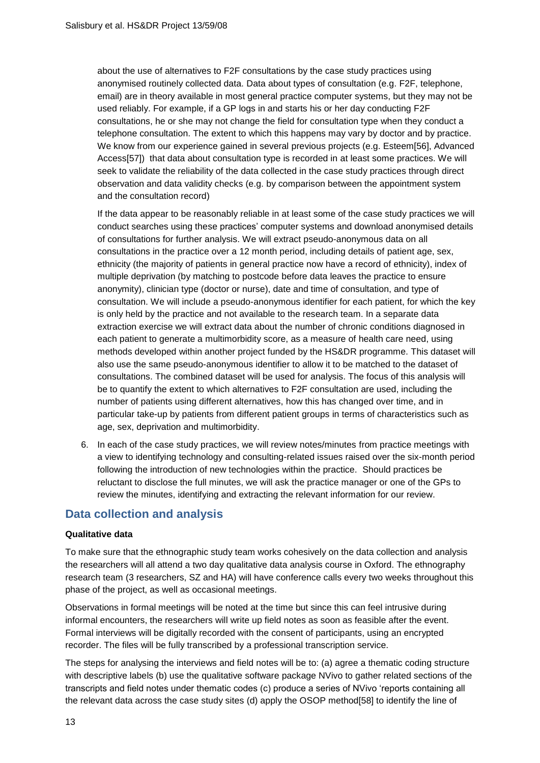about the use of alternatives to F2F consultations by the case study practices using anonymised routinely collected data. Data about types of consultation (e.g. F2F, telephone, email) are in theory available in most general practice computer systems, but they may not be used reliably. For example, if a GP logs in and starts his or her day conducting F2F consultations, he or she may not change the field for consultation type when they conduct a telephone consultation. The extent to which this happens may vary by doctor and by practice. We know from our experience gained in several previous projects (e.g. Esteem[56], Advanced Access[57]) that data about consultation type is recorded in at least some practices. We will seek to validate the reliability of the data collected in the case study practices through direct observation and data validity checks (e.g. by comparison between the appointment system and the consultation record)

If the data appear to be reasonably reliable in at least some of the case study practices we will conduct searches using these practices' computer systems and download anonymised details of consultations for further analysis. We will extract pseudo-anonymous data on all consultations in the practice over a 12 month period, including details of patient age, sex, ethnicity (the majority of patients in general practice now have a record of ethnicity), index of multiple deprivation (by matching to postcode before data leaves the practice to ensure anonymity), clinician type (doctor or nurse), date and time of consultation, and type of consultation. We will include a pseudo-anonymous identifier for each patient, for which the key is only held by the practice and not available to the research team. In a separate data extraction exercise we will extract data about the number of chronic conditions diagnosed in each patient to generate a multimorbidity score, as a measure of health care need, using methods developed within another project funded by the HS&DR programme. This dataset will also use the same pseudo-anonymous identifier to allow it to be matched to the dataset of consultations. The combined dataset will be used for analysis. The focus of this analysis will be to quantify the extent to which alternatives to F2F consultation are used, including the number of patients using different alternatives, how this has changed over time, and in particular take-up by patients from different patient groups in terms of characteristics such as age, sex, deprivation and multimorbidity.

6. In each of the case study practices, we will review notes/minutes from practice meetings with a view to identifying technology and consulting-related issues raised over the six-month period following the introduction of new technologies within the practice. Should practices be reluctant to disclose the full minutes, we will ask the practice manager or one of the GPs to review the minutes, identifying and extracting the relevant information for our review.

## Data collection and analysis

**Qualitative data**

To make sure that the ethnographic study team works cohesively on the data collection and analysis the researchers will all attend a two day qualitative data analysis course in Oxford. The ethnography research team (3 researchers, SZ and HA) will have conference calls every two weeks throughout this phase of the project, as well as occasional meetings.

Observations in formal meetings will be noted at the time but since this can feel intrusive during informal encounters, the researchers will write up field notes as soon as feasible after the event. Formal interviews will be digitally recorded with the consent of participants, using an encrypted recorder. The files will be fully transcribed by a professional transcription service.

The steps for analysing the interviews and field notes will be to: (a) agree a thematic coding structure with descriptive labels (b) use the qualitative software package NVivo to gather related sections of the transcripts and field notes under thematic codes (c) produce a series of NVivo 'reports containing all the relevant data across the case study sites (d) apply the OSOP method[58] to identify the line of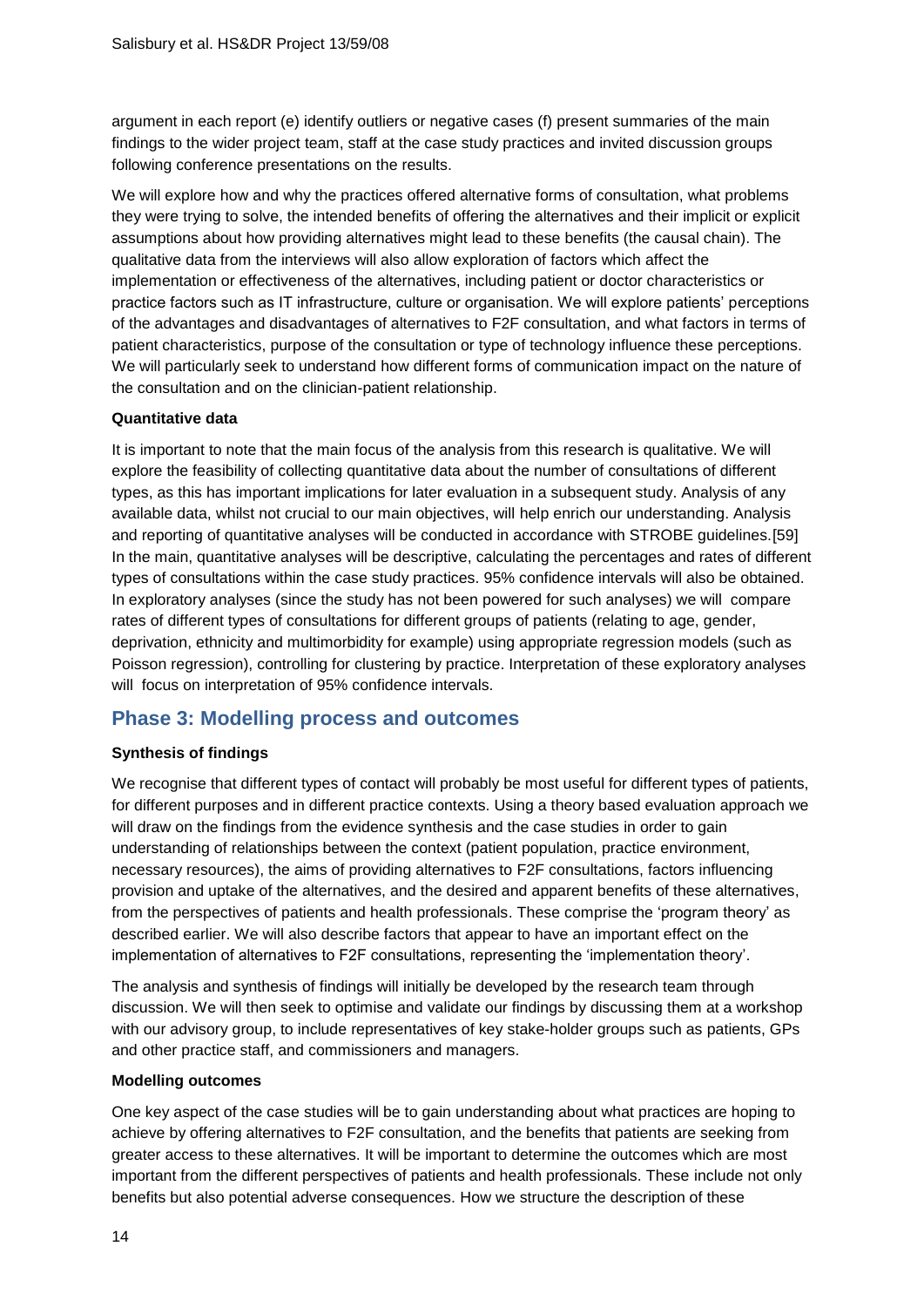argument in each report (e) identify outliers or negative cases (f) present summaries of the main findings to the wider project team, staff at the case study practices and invited discussion groups following conference presentations on the results.

We will explore how and why the practices offered alternative forms of consultation, what problems they were trying to solve, the intended benefits of offering the alternatives and their implicit or explicit assumptions about how providing alternatives might lead to these benefits (the causal chain). The qualitative data from the interviews will also allow exploration of factors which affect the implementation or effectiveness of the alternatives, including patient or doctor characteristics or practice factors such as IT infrastructure, culture or organisation. We will explore patients' perceptions of the advantages and disadvantages of alternatives to F2F consultation, and what factors in terms of patient characteristics, purpose of the consultation or type of technology influence these perceptions. We will particularly seek to understand how different forms of communication impact on the nature of the consultation and on the clinician-patient relationship.

**Quantitative data**

It is important to note that the main focus of the analysis from this research is qualitative. We will explore the feasibility of collecting quantitative data about the number of consultations of different types, as this has important implications for later evaluation in a subsequent study. Analysis of any available data, whilst not crucial to our main objectives, will help enrich our understanding. Analysis and reporting of quantitative analyses will be conducted in accordance with STROBE guidelines.[59] In the main, quantitative analyses will be descriptive, calculating the percentages and rates of different types of consultations within the case study practices. 95% confidence intervals will also be obtained. In exploratory analyses (since the study has not been powered for such analyses) we will compare rates of different types of consultations for different groups of patients (relating to age, gender, deprivation, ethnicity and multimorbidity for example) using appropriate regression models (such as Poisson regression), controlling for clustering by practice. Interpretation of these exploratory analyses will focus on interpretation of 95% confidence intervals.

## Phase 3: Modelling process and outcomes

**Synthesis of findings**

We recognise that different types of contact will probably be most useful for different types of patients, for different purposes and in different practice contexts. Using a theory based evaluation approach we will draw on the findings from the evidence synthesis and the case studies in order to gain understanding of relationships between the context (patient population, practice environment, necessary resources), the aims of providing alternatives to F2F consultations, factors influencing provision and uptake of the alternatives, and the desired and apparent benefits of these alternatives, from the perspectives of patients and health professionals. These comprise the 'program theory' as described earlier. We will also describe factors that appear to have an important effect on the implementation of alternatives to F2F consultations, representing the 'implementation theory'.

The analysis and synthesis of findings will initially be developed by the research team through discussion. We will then seek to optimise and validate our findings by discussing them at a workshop with our advisory group, to include representatives of key stake-holder groups such as patients, GPs and other practice staff, and commissioners and managers.

**Modelling outcomes**

One key aspect of the case studies will be to gain understanding about what practices are hoping to achieve by offering alternatives to F2F consultation, and the benefits that patients are seeking from greater access to these alternatives. It will be important to determine the outcomes which are most important from the different perspectives of patients and health professionals. These include not only benefits but also potential adverse consequences. How we structure the description of these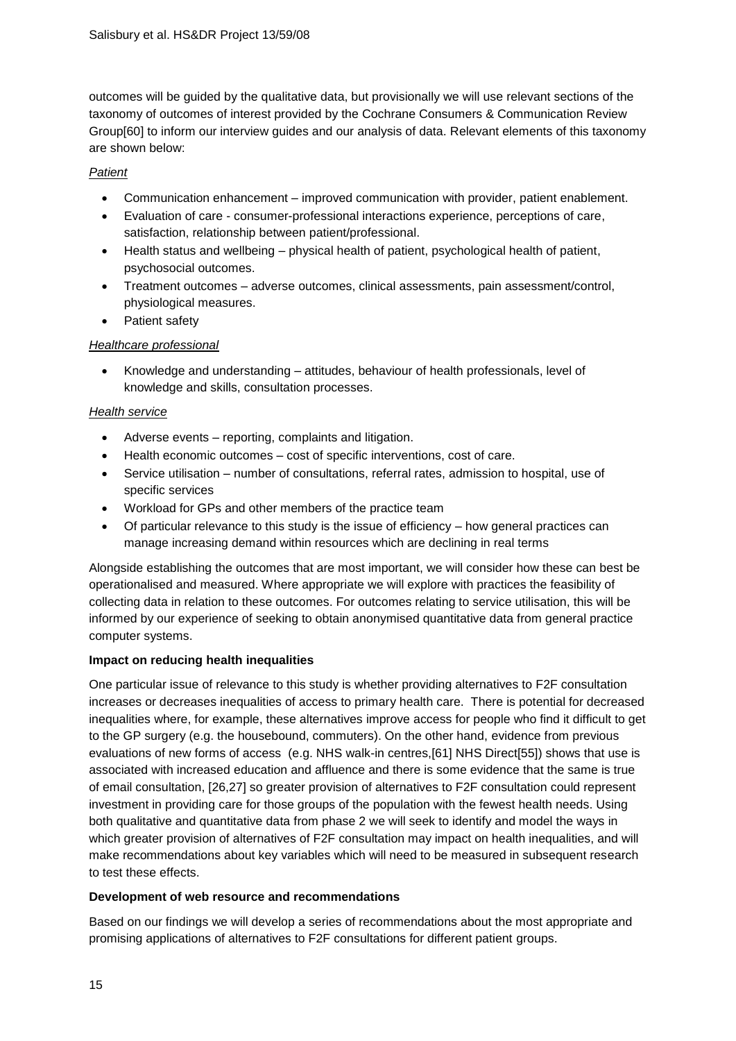outcomes will be guided by the qualitative data, but provisionally we will use relevant sections of the taxonomy of outcomes of interest provided by the Cochrane Consumers & Communication Review Group[60] to inform our interview guides and our analysis of data. Relevant elements of this taxonomy are shown below:

*Patient*

- Communication enhancement – improved communication with provider, patient enablement.
- Evaluation of care - consumer-professional interactions experience, perceptions of care, satisfaction, relationship between patient/professional.
- Health status and wellbeing – physical health of patient, psychological health of patient, psychosocial outcomes.
- Treatment outcomes – adverse outcomes, clinical assessments, pain assessment/control, physiological measures.
- Patient safety

*Healthcare professional*

- Knowledge and understanding – attitudes, behaviour of health professionals, level of knowledge and skills, consultation processes.

*Health service*

- Adverse events – reporting, complaints and litigation.
- Health economic outcomes – cost of specific interventions, cost of care.
- Service utilisation – number of consultations, referral rates, admission to hospital, use of specific services
- Workload for GPs and other members of the practice team
- Of particular relevance to this study is the issue of efficiency – how general practices can manage increasing demand within resources which are declining in real terms

Alongside establishing the outcomes that are most important, we will consider how these can best be operationalised and measured. Where appropriate we will explore with practices the feasibility of collecting data in relation to these outcomes. For outcomes relating to service utilisation, this will be informed by our experience of seeking to obtain anonymised quantitative data from general practice computer systems.

**Impact on reducing health inequalities**

One particular issue of relevance to this study is whether providing alternatives to F2F consultation increases or decreases inequalities of access to primary health care. There is potential for decreased inequalities where, for example, these alternatives improve access for people who find it difficult to get to the GP surgery (e.g. the housebound, commuters). On the other hand, evidence from previous evaluations of new forms of access (e.g. NHS walk-in centres,[61] NHS Direct[55]) shows that use is associated with increased education and affluence and there is some evidence that the same is true of email consultation, [26,27] so greater provision of alternatives to F2F consultation could represent investment in providing care for those groups of the population with the fewest health needs. Using both qualitative and quantitative data from phase 2 we will seek to identify and model the ways in which greater provision of alternatives of F2F consultation may impact on health inequalities, and will make recommendations about key variables which will need to be measured in subsequent research to test these effects.

**Development of web resource and recommendations**

Based on our findings we will develop a series of recommendations about the most appropriate and promising applications of alternatives to F2F consultations for different patient groups.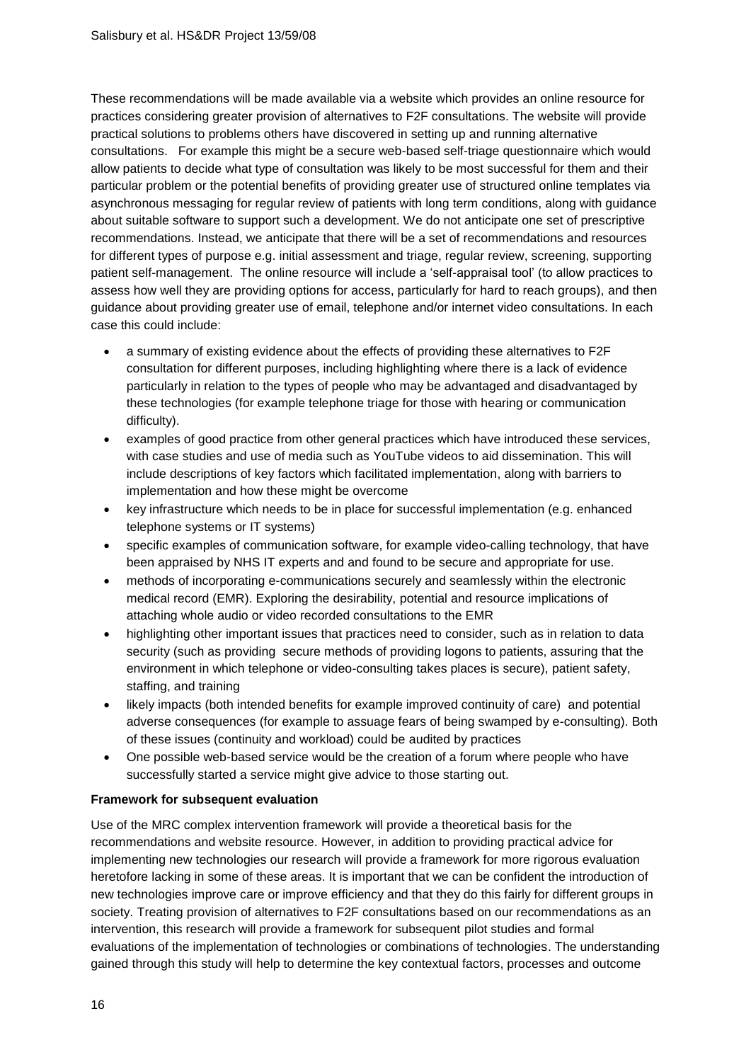These recommendations will be made available via a website which provides an online resource for practices considering greater provision of alternatives to F2F consultations. The website will provide practical solutions to problems others have discovered in setting up and running alternative consultations. For example this might be a secure web-based self-triage questionnaire which would allow patients to decide what type of consultation was likely to be most successful for them and their particular problem or the potential benefits of providing greater use of structured online templates via asynchronous messaging for regular review of patients with long term conditions, along with guidance about suitable software to support such a development. We do not anticipate one set of prescriptive recommendations. Instead, we anticipate that there will be a set of recommendations and resources for different types of purpose e.g. initial assessment and triage, regular review, screening, supporting patient self-management. The online resource will include a 'self-appraisal tool' (to allow practices to assess how well they are providing options for access, particularly for hard to reach groups), and then guidance about providing greater use of email, telephone and/or internet video consultations. In each case this could include:

- a summary of existing evidence about the effects of providing these alternatives to F2F consultation for different purposes, including highlighting where there is a lack of evidence particularly in relation to the types of people who may be advantaged and disadvantaged by these technologies (for example telephone triage for those with hearing or communication difficulty).
- examples of good practice from other general practices which have introduced these services, with case studies and use of media such as YouTube videos to aid dissemination. This will include descriptions of key factors which facilitated implementation, along with barriers to implementation and how these might be overcome
- key infrastructure which needs to be in place for successful implementation (e.g. enhanced telephone systems or IT systems)
- specific examples of communication software, for example video-calling technology, that have been appraised by NHS IT experts and and found to be secure and appropriate for use.
- methods of incorporating e-communications securely and seamlessly within the electronic medical record (EMR). Exploring the desirability, potential and resource implications of attaching whole audio or video recorded consultations to the EMR
- highlighting other important issues that practices need to consider, such as in relation to data security (such as providing secure methods of providing logons to patients, assuring that the environment in which telephone or video-consulting takes places is secure), patient safety, staffing, and training
- likely impacts (both intended benefits for example improved continuity of care) and potential adverse consequences (for example to assuage fears of being swamped by e-consulting). Both of these issues (continuity and workload) could be audited by practices
- One possible web-based service would be the creation of a forum where people who have successfully started a service might give advice to those starting out.

**Framework for subsequent evaluation**

Use of the MRC complex intervention framework will provide a theoretical basis for the recommendations and website resource. However, in addition to providing practical advice for implementing new technologies our research will provide a framework for more rigorous evaluation heretofore lacking in some of these areas. It is important that we can be confident the introduction of new technologies improve care or improve efficiency and that they do this fairly for different groups in society. Treating provision of alternatives to F2F consultations based on our recommendations as an intervention, this research will provide a framework for subsequent pilot studies and formal evaluations of the implementation of technologies or combinations of technologies. The understanding gained through this study will help to determine the key contextual factors, processes and outcome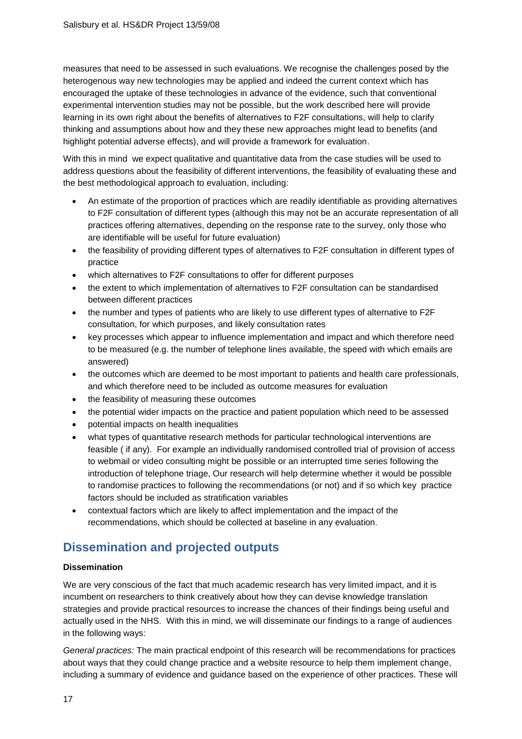measures that need to be assessed in such evaluations. We recognise the challenges posed by the heterogenous way new technologies may be applied and indeed the current context which has encouraged the uptake of these technologies in advance of the evidence, such that conventional experimental intervention studies may not be possible, but the work described here will provide learning in its own right about the benefits of alternatives to F2F consultations, will help to clarify thinking and assumptions about how and they these new approaches might lead to benefits (and highlight potential adverse effects), and will provide a framework for evaluation.

With this in mind we expect qualitative and quantitative data from the case studies will be used to address questions about the feasibility of different interventions, the feasibility of evaluating these and the best methodological approach to evaluation, including:

- An estimate of the proportion of practices which are readily identifiable as providing alternatives to F2F consultation of different types (although this may not be an accurate representation of all practices offering alternatives, depending on the response rate to the survey, only those who are identifiable will be useful for future evaluation)
- the feasibility of providing different types of alternatives to F2F consultation in different types of practice
- which alternatives to F2F consultations to offer for different purposes
- the extent to which implementation of alternatives to F2F consultation can be standardised between different practices
- the number and types of patients who are likely to use different types of alternative to F2F consultation, for which purposes, and likely consultation rates
- key processes which appear to influence implementation and impact and which therefore need to be measured (e.g. the number of telephone lines available, the speed with which emails are answered)
- the outcomes which are deemed to be most important to patients and health care professionals, and which therefore need to be included as outcome measures for evaluation
- the feasibility of measuring these outcomes
- the potential wider impacts on the practice and patient population which need to be assessed
- potential impacts on health inequalities
- what types of quantitative research methods for particular technological interventions are feasible ( if any). For example an individually randomised controlled trial of provision of access to webmail or video consulting might be possible or an interrupted time series following the introduction of telephone triage, Our research will help determine whether it would be possible to randomise practices to following the recommendations (or not) and if so which key practice factors should be included as stratification variables
- contextual factors which are likely to affect implementation and the impact of the recommendations, which should be collected at baseline in any evaluation.

## Dissemination and projected outputs

**Dissemination**

We are very conscious of the fact that much academic research has very limited impact, and it is incumbent on researchers to think creatively about how they can devise knowledge translation strategies and provide practical resources to increase the chances of their findings being useful and actually used in the NHS. With this in mind, we will disseminate our findings to a range of audiences in the following ways:

*General practices:* The main practical endpoint of this research will be recommendations for practices about ways that they could change practice and a website resource to help them implement change, including a summary of evidence and guidance based on the experience of other practices. These will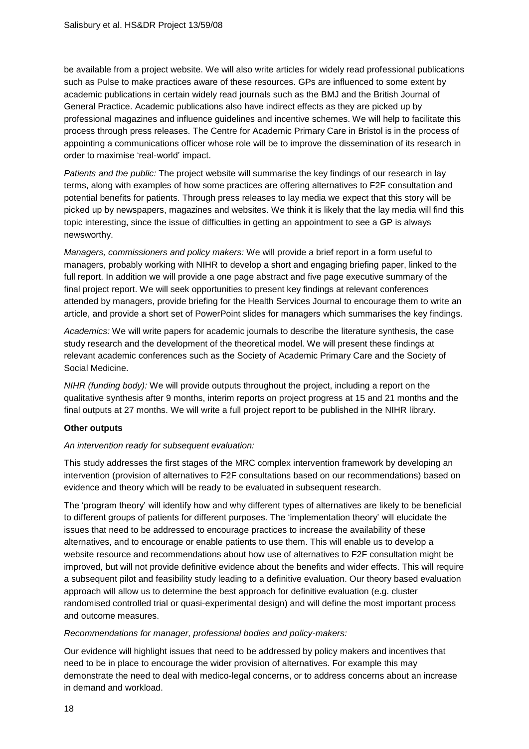be available from a project website. We will also write articles for widely read professional publications such as Pulse to make practices aware of these resources. GPs are influenced to some extent by academic publications in certain widely read journals such as the BMJ and the British Journal of General Practice. Academic publications also have indirect effects as they are picked up by professional magazines and influence guidelines and incentive schemes. We will help to facilitate this process through press releases. The Centre for Academic Primary Care in Bristol is in the process of appointing a communications officer whose role will be to improve the dissemination of its research in order to maximise 'real-world' impact.

*Patients and the public:* The project website will summarise the key findings of our research in lay terms, along with examples of how some practices are offering alternatives to F2F consultation and potential benefits for patients. Through press releases to lay media we expect that this story will be picked up by newspapers, magazines and websites. We think it is likely that the lay media will find this topic interesting, since the issue of difficulties in getting an appointment to see a GP is always newsworthy.

*Managers, commissioners and policy makers:* We will provide a brief report in a form useful to managers, probably working with NIHR to develop a short and engaging briefing paper, linked to the full report. In addition we will provide a one page abstract and five page executive summary of the final project report. We will seek opportunities to present key findings at relevant conferences attended by managers, provide briefing for the Health Services Journal to encourage them to write an article, and provide a short set of PowerPoint slides for managers which summarises the key findings.

*Academics:* We will write papers for academic journals to describe the literature synthesis, the case study research and the development of the theoretical model. We will present these findings at relevant academic conferences such as the Society of Academic Primary Care and the Society of Social Medicine.

*NIHR (funding body):* We will provide outputs throughout the project, including a report on the qualitative synthesis after 9 months, interim reports on project progress at 15 and 21 months and the final outputs at 27 months. We will write a full project report to be published in the NIHR library.

**Other outputs**

*An intervention ready for subsequent evaluation:*

This study addresses the first stages of the MRC complex intervention framework by developing an intervention (provision of alternatives to F2F consultations based on our recommendations) based on evidence and theory which will be ready to be evaluated in subsequent research.

The 'program theory' will identify how and why different types of alternatives are likely to be beneficial to different groups of patients for different purposes. The 'implementation theory' will elucidate the issues that need to be addressed to encourage practices to increase the availability of these alternatives, and to encourage or enable patients to use them. This will enable us to develop a website resource and recommendations about how use of alternatives to F2F consultation might be improved, but will not provide definitive evidence about the benefits and wider effects. This will require a subsequent pilot and feasibility study leading to a definitive evaluation. Our theory based evaluation approach will allow us to determine the best approach for definitive evaluation (e.g. cluster randomised controlled trial or quasi-experimental design) and will define the most important process and outcome measures.

*Recommendations for manager, professional bodies and policy-makers:*

Our evidence will highlight issues that need to be addressed by policy makers and incentives that need to be in place to encourage the wider provision of alternatives. For example this may demonstrate the need to deal with medico-legal concerns, or to address concerns about an increase in demand and workload.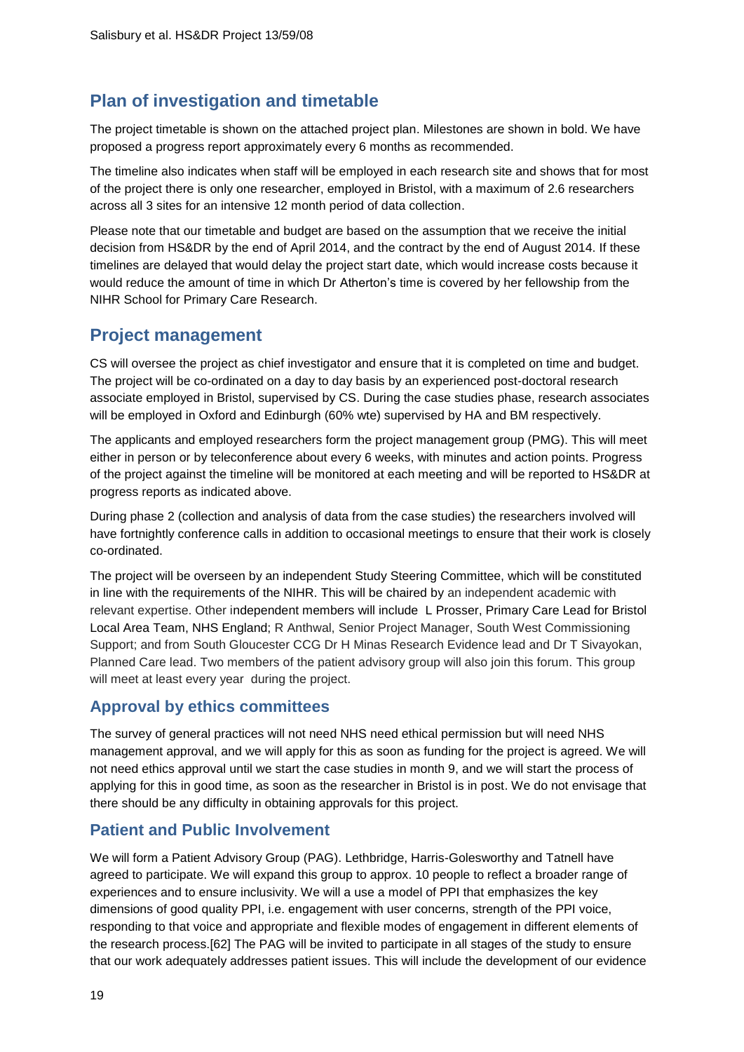## Plan of investigation and timetable

The project timetable is shown on the attached project plan. Milestones are shown in bold. We have proposed a progress report approximately every 6 months as recommended.

The timeline also indicates when staff will be employed in each research site and shows that for most of the project there is only one researcher, employed in Bristol, with a maximum of 2.6 researchers across all 3 sites for an intensive 12 month period of data collection.

Please note that our timetable and budget are based on the assumption that we receive the initial decision from HS&DR by the end of April 2014, and the contract by the end of August 2014. If these timelines are delayed that would delay the project start date, which would increase costs because it would reduce the amount of time in which Dr Atherton's time is covered by her fellowship from the NIHR School for Primary Care Research.

## Project management

CS will oversee the project as chief investigator and ensure that it is completed on time and budget. The project will be co-ordinated on a day to day basis by an experienced post-doctoral research associate employed in Bristol, supervised by CS. During the case studies phase, research associates will be employed in Oxford and Edinburgh (60% wte) supervised by HA and BM respectively.

The applicants and employed researchers form the project management group (PMG). This will meet either in person or by teleconference about every 6 weeks, with minutes and action points. Progress of the project against the timeline will be monitored at each meeting and will be reported to HS&DR at progress reports as indicated above.

During phase 2 (collection and analysis of data from the case studies) the researchers involved will have fortnightly conference calls in addition to occasional meetings to ensure that their work is closely co-ordinated.

The project will be overseen by an independent Study Steering Committee, which will be constituted in line with the requirements of the NIHR. This will be chaired by an independent academic with relevant expertise. Other independent members will include L Prosser, Primary Care Lead for Bristol Local Area Team, NHS England; R Anthwal, Senior Project Manager, South West Commissioning Support; and from South Gloucester CCG Dr H Minas Research Evidence lead and Dr T Sivayokan, Planned Care lead. Two members of the patient advisory group will also join this forum. This group will meet at least every year during the project.

## Approval by ethics committees

The survey of general practices will not need NHS need ethical permission but will need NHS management approval, and we will apply for this as soon as funding for the project is agreed. We will not need ethics approval until we start the case studies in month 9, and we will start the process of applying for this in good time, as soon as the researcher in Bristol is in post. We do not envisage that there should be any difficulty in obtaining approvals for this project.

## Patient and Public Involvement

We will form a Patient Advisory Group (PAG). Lethbridge, Harris-Golesworthy and Tatnell have agreed to participate. We will expand this group to approx. 10 people to reflect a broader range of experiences and to ensure inclusivity. We will a use a model of PPI that emphasizes the key dimensions of good quality PPI, i.e. engagement with user concerns, strength of the PPI voice, responding to that voice and appropriate and flexible modes of engagement in different elements of the research process.[62] The PAG will be invited to participate in all stages of the study to ensure that our work adequately addresses patient issues. This will include the development of our evidence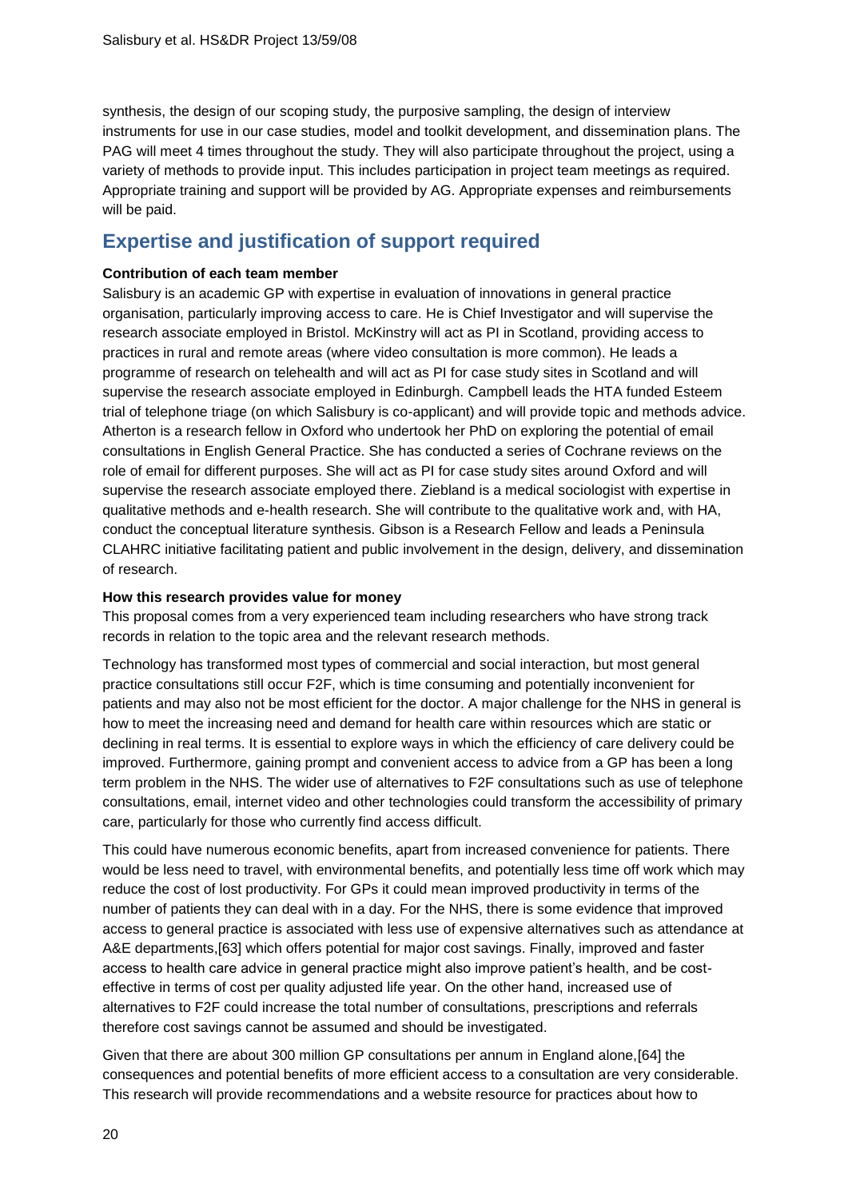synthesis, the design of our scoping study, the purposive sampling, the design of interview instruments for use in our case studies, model and toolkit development, and dissemination plans. The PAG will meet 4 times throughout the study. They will also participate throughout the project, using a variety of methods to provide input. This includes participation in project team meetings as required. Appropriate training and support will be provided by AG. Appropriate expenses and reimbursements will be paid.

## Expertise and justification of support required

**Contribution of each team member**

Salisbury is an academic GP with expertise in evaluation of innovations in general practice organisation, particularly improving access to care. He is Chief Investigator and will supervise the research associate employed in Bristol. McKinstry will act as PI in Scotland, providing access to practices in rural and remote areas (where video consultation is more common). He leads a programme of research on telehealth and will act as PI for case study sites in Scotland and will supervise the research associate employed in Edinburgh. Campbell leads the HTA funded Esteem trial of telephone triage (on which Salisbury is co-applicant) and will provide topic and methods advice. Atherton is a research fellow in Oxford who undertook her PhD on exploring the potential of email consultations in English General Practice. She has conducted a series of Cochrane reviews on the role of email for different purposes. She will act as PI for case study sites around Oxford and will supervise the research associate employed there. Ziebland is a medical sociologist with expertise in qualitative methods and e-health research. She will contribute to the qualitative work and, with HA, conduct the conceptual literature synthesis. Gibson is a Research Fellow and leads a Peninsula CLAHRC initiative facilitating patient and public involvement in the design, delivery, and dissemination of research.

**How this research provides value for money**

This proposal comes from a very experienced team including researchers who have strong track records in relation to the topic area and the relevant research methods.

Technology has transformed most types of commercial and social interaction, but most general practice consultations still occur F2F, which is time consuming and potentially inconvenient for patients and may also not be most efficient for the doctor. A major challenge for the NHS in general is how to meet the increasing need and demand for health care within resources which are static or declining in real terms. It is essential to explore ways in which the efficiency of care delivery could be improved. Furthermore, gaining prompt and convenient access to advice from a GP has been a long term problem in the NHS. The wider use of alternatives to F2F consultations such as use of telephone consultations, email, internet video and other technologies could transform the accessibility of primary care, particularly for those who currently find access difficult.

This could have numerous economic benefits, apart from increased convenience for patients. There would be less need to travel, with environmental benefits, and potentially less time off work which may reduce the cost of lost productivity. For GPs it could mean improved productivity in terms of the number of patients they can deal with in a day. For the NHS, there is some evidence that improved access to general practice is associated with less use of expensive alternatives such as attendance at A&E departments,[63] which offers potential for major cost savings. Finally, improved and faster access to health care advice in general practice might also improve patient's health, and be cost-effective in terms of cost per quality adjusted life year. On the other hand, increased use of alternatives to F2F could increase the total number of consultations, prescriptions and referrals therefore cost savings cannot be assumed and should be investigated.

Given that there are about 300 million GP consultations per annum in England alone,[64] the consequences and potential benefits of more efficient access to a consultation are very considerable. This research will provide recommendations and a website resource for practices about how to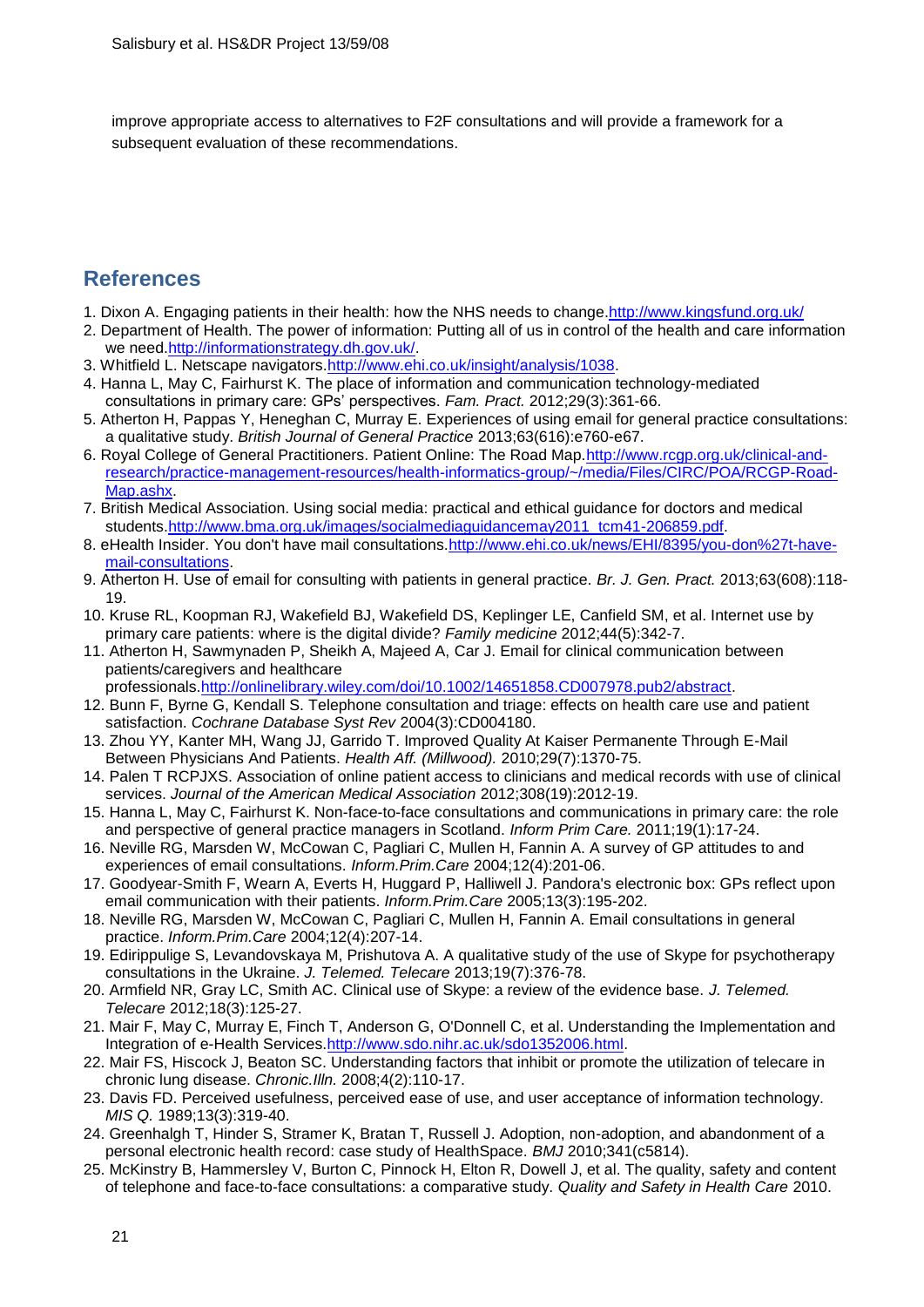improve appropriate access to alternatives to F2F consultations and will provide a framework for a subsequent evaluation of these recommendations.

## References

1. Dixon A. Engaging patients in their health: how the NHS needs to change.http://www.kingsfund.org.uk/
2. Department of Health. The power of information: Putting all of us in control of the health and care information we need.http://informationstrategy.dh.gov.uk/.
3. Whitfield L. Netscape navigators.http://www.ehi.co.uk/insight/analysis/1038.
4. Hanna L, May C, Fairhurst K. The place of information and communication technology-mediated consultations in primary care: GPs' perspectives. *Fam. Pract.* 2012;29(3):361-66.
5. Atherton H, Pappas Y, Heneghan C, Murray E. Experiences of using email for general practice consultations: a qualitative study. *British Journal of General Practice* 2013;63(616):e760-e67.
6. Royal College of General Practitioners. Patient Online: The Road Map.http://www.rcgp.org.uk/clinical-and-research/practice-management-resources/health-informatics-group/~/media/Files/CIRC/POA/RCGP-Road-Map.ashx.
7. British Medical Association. Using social media: practical and ethical guidance for doctors and medical students.http://www.bma.org.uk/images/socialmediaguidancemay2011_tcm41-206859.pdf.
8. eHealth Insider. You don't have mail consultations.http://www.ehi.co.uk/news/EHI/8395/you-don%27t-have-mail-consultations.
9. Atherton H. Use of email for consulting with patients in general practice. *Br. J. Gen. Pract.* 2013;63(608):118-19.
10. Kruse RL, Koopman RJ, Wakefield BJ, Wakefield DS, Keplinger LE, Canfield SM, et al. Internet use by primary care patients: where is the digital divide? *Family medicine* 2012;44(5):342-7.
11. Atherton H, Sawmynaden P, Sheikh A, Majeed A, Car J. Email for clinical communication between patients/caregivers and healthcare professionals.http://onlinelibrary.wiley.com/doi/10.1002/14651858.CD007978.pub2/abstract.
12. Bunn F, Byrne G, Kendall S. Telephone consultation and triage: effects on health care use and patient satisfaction. *Cochrane Database Syst Rev* 2004(3):CD004180.
13. Zhou YY, Kanter MH, Wang JJ, Garrido T. Improved Quality At Kaiser Permanente Through E-Mail Between Physicians And Patients. *Health Aff. (Millwood).* 2010;29(7):1370-75.
14. Palen T RCPJXS. Association of online patient access to clinicians and medical records with use of clinical services. *Journal of the American Medical Association* 2012;308(19):2012-19.
15. Hanna L, May C, Fairhurst K. Non-face-to-face consultations and communications in primary care: the role and perspective of general practice managers in Scotland. *Inform Prim Care.* 2011;19(1):17-24.
16. Neville RG, Marsden W, McCowan C, Pagliari C, Mullen H, Fannin A. A survey of GP attitudes to and experiences of email consultations. *Inform.Prim.Care* 2004;12(4):201-06.
17. Goodyear-Smith F, Wearn A, Everts H, Huggard P, Halliwell J. Pandora's electronic box: GPs reflect upon email communication with their patients. *Inform.Prim.Care* 2005;13(3):195-202.
18. Neville RG, Marsden W, McCowan C, Pagliari C, Mullen H, Fannin A. Email consultations in general practice. *Inform.Prim.Care* 2004;12(4):207-14.
19. Edirippulige S, Levandovskaya M, Prishutova A. A qualitative study of the use of Skype for psychotherapy consultations in the Ukraine. *J. Telemed. Telecare* 2013;19(7):376-78.
20. Armfield NR, Gray LC, Smith AC. Clinical use of Skype: a review of the evidence base. *J. Telemed. Telecare* 2012;18(3):125-27.
21. Mair F, May C, Murray E, Finch T, Anderson G, O'Donnell C, et al. Understanding the Implementation and Integration of e-Health Services.http://www.sdo.nihr.ac.uk/sdo1352006.html.
22. Mair FS, Hiscock J, Beaton SC. Understanding factors that inhibit or promote the utilization of telecare in chronic lung disease. *Chronic.Illn.* 2008;4(2):110-17.
23. Davis FD. Perceived usefulness, perceived ease of use, and user acceptance of information technology. *MIS Q.* 1989;13(3):319-40.
24. Greenhalgh T, Hinder S, Stramer K, Bratan T, Russell J. Adoption, non-adoption, and abandonment of a personal electronic health record: case study of HealthSpace. *BMJ* 2010;341(c5814).
25. McKinstry B, Hammersley V, Burton C, Pinnock H, Elton R, Dowell J, et al. The quality, safety and content of telephone and face-to-face consultations: a comparative study. *Quality and Safety in Health Care* 2010.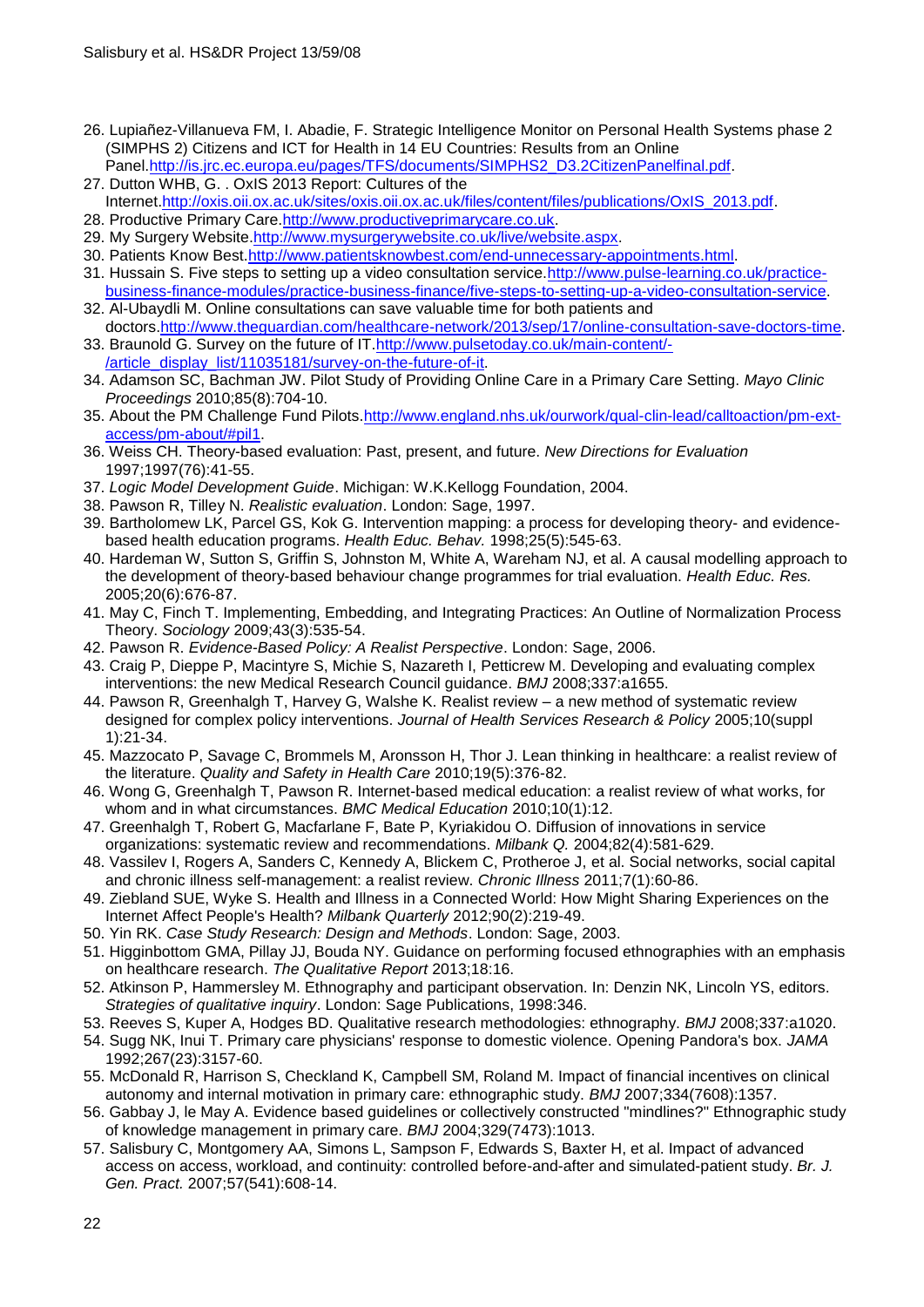26. Lupiañez-Villanueva FM, I. Abadie, F. Strategic Intelligence Monitor on Personal Health Systems phase 2 (SIMPHS 2) Citizens and ICT for Health in 14 EU Countries: Results from an Online Panel.http://is.jrc.ec.europa.eu/pages/TFS/documents/SIMPHS2_D3.2CitizenPanelfinal.pdf.
27. Dutton WHB, G. . OxIS 2013 Report: Cultures of the Internet.http://oxis.oii.ox.ac.uk/sites/oxis.oii.ox.ac.uk/files/content/files/publications/OxIS_2013.pdf.
28. Productive Primary Care.http://www.productiveprimarycare.co.uk.
29. My Surgery Website.http://www.mysurgerywebsite.co.uk/live/website.aspx.
30. Patients Know Best.http://www.patientsknowbest.com/end-unnecessary-appointments.html.
31. Hussain S. Five steps to setting up a video consultation service.http://www.pulse-learning.co.uk/practice-business-finance-modules/practice-business-finance/five-steps-to-setting-up-a-video-consultation-service.
32. Al-Ubaydli M. Online consultations can save valuable time for both patients and doctors.http://www.theguardian.com/healthcare-network/2013/sep/17/online-consultation-save-doctors-time.
33. Braunold G. Survey on the future of IT.http://www.pulsetoday.co.uk/main-content/-/article_display_list/11035181/survey-on-the-future-of-it.
34. Adamson SC, Bachman JW. Pilot Study of Providing Online Care in a Primary Care Setting. *Mayo Clinic Proceedings* 2010;85(8):704-10.
35. About the PM Challenge Fund Pilots.http://www.england.nhs.uk/ourwork/qual-clin-lead/calltoaction/pm-ext-access/pm-about/#pil1.
36. Weiss CH. Theory-based evaluation: Past, present, and future. *New Directions for Evaluation* 1997;1997(76):41-55.
37. *Logic Model Development Guide*. Michigan: W.K.Kellogg Foundation, 2004.
38. Pawson R, Tilley N. *Realistic evaluation*. London: Sage, 1997.
39. Bartholomew LK, Parcel GS, Kok G. Intervention mapping: a process for developing theory- and evidence-based health education programs. *Health Educ. Behav.* 1998;25(5):545-63.
40. Hardeman W, Sutton S, Griffin S, Johnston M, White A, Wareham NJ, et al. A causal modelling approach to the development of theory-based behaviour change programmes for trial evaluation. *Health Educ. Res.* 2005;20(6):676-87.
41. May C, Finch T. Implementing, Embedding, and Integrating Practices: An Outline of Normalization Process Theory. *Sociology* 2009;43(3):535-54.
42. Pawson R. *Evidence-Based Policy: A Realist Perspective*. London: Sage, 2006.
43. Craig P, Dieppe P, Macintyre S, Michie S, Nazareth I, Petticrew M. Developing and evaluating complex interventions: the new Medical Research Council guidance. *BMJ* 2008;337:a1655.
44. Pawson R, Greenhalgh T, Harvey G, Walshe K. Realist review – a new method of systematic review designed for complex policy interventions. *Journal of Health Services Research & Policy* 2005;10(suppl 1):21-34.
45. Mazzocato P, Savage C, Brommels M, Aronsson H, Thor J. Lean thinking in healthcare: a realist review of the literature. *Quality and Safety in Health Care* 2010;19(5):376-82.
46. Wong G, Greenhalgh T, Pawson R. Internet-based medical education: a realist review of what works, for whom and in what circumstances. *BMC Medical Education* 2010;10(1):12.
47. Greenhalgh T, Robert G, Macfarlane F, Bate P, Kyriakidou O. Diffusion of innovations in service organizations: systematic review and recommendations. *Milbank Q.* 2004;82(4):581-629.
48. Vassilev I, Rogers A, Sanders C, Kennedy A, Blickem C, Protheroe J, et al. Social networks, social capital and chronic illness self-management: a realist review. *Chronic Illness* 2011;7(1):60-86.
49. Ziebland SUE, Wyke S. Health and Illness in a Connected World: How Might Sharing Experiences on the Internet Affect People's Health? *Milbank Quarterly* 2012;90(2):219-49.
50. Yin RK. *Case Study Research: Design and Methods*. London: Sage, 2003.
51. Higginbottom GMA, Pillay JJ, Bouda NY. Guidance on performing focused ethnographies with an emphasis on healthcare research. *The Qualitative Report* 2013;18:16.
52. Atkinson P, Hammersley M. Ethnography and participant observation. In: Denzin NK, Lincoln YS, editors. *Strategies of qualitative inquiry*. London: Sage Publications, 1998:346.
53. Reeves S, Kuper A, Hodges BD. Qualitative research methodologies: ethnography. *BMJ* 2008;337:a1020.
54. Sugg NK, Inui T. Primary care physicians' response to domestic violence. Opening Pandora's box. *JAMA* 1992;267(23):3157-60.
55. McDonald R, Harrison S, Checkland K, Campbell SM, Roland M. Impact of financial incentives on clinical autonomy and internal motivation in primary care: ethnographic study. *BMJ* 2007;334(7608):1357.
56. Gabbay J, le May A. Evidence based guidelines or collectively constructed "mindlines?" Ethnographic study of knowledge management in primary care. *BMJ* 2004;329(7473):1013.
57. Salisbury C, Montgomery AA, Simons L, Sampson F, Edwards S, Baxter H, et al. Impact of advanced access on access, workload, and continuity: controlled before-and-after and simulated-patient study. *Br. J. Gen. Pract.* 2007;57(541):608-14.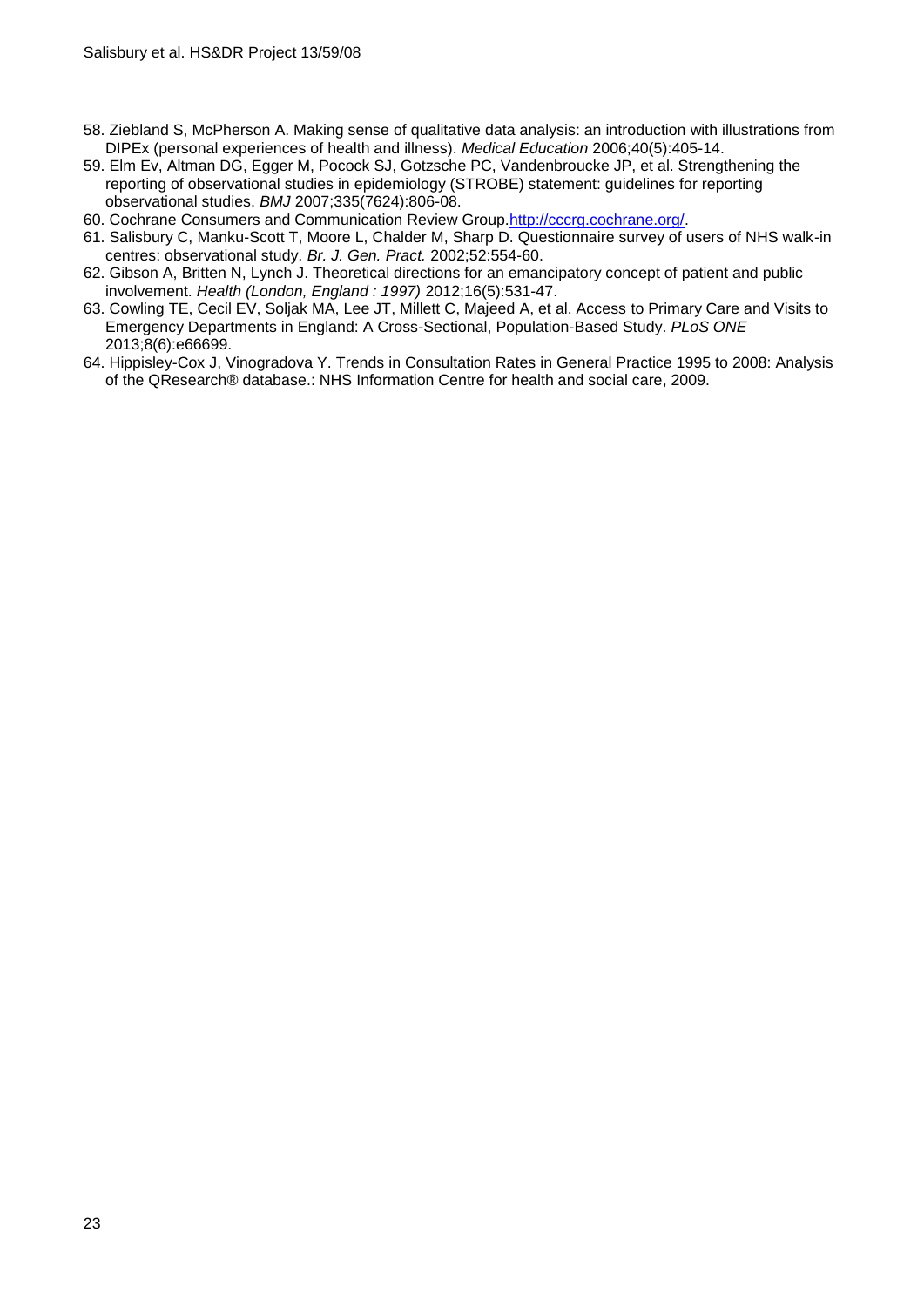58. Ziebland S, McPherson A. Making sense of qualitative data analysis: an introduction with illustrations from DIPEx (personal experiences of health and illness). *Medical Education* 2006;40(5):405-14.
59. Elm Ev, Altman DG, Egger M, Pocock SJ, Gotzsche PC, Vandenbroucke JP, et al. Strengthening the reporting of observational studies in epidemiology (STROBE) statement: guidelines for reporting observational studies. *BMJ* 2007;335(7624):806-08.
60. Cochrane Consumers and Communication Review Group.http://cccrg.cochrane.org/.
61. Salisbury C, Manku-Scott T, Moore L, Chalder M, Sharp D. Questionnaire survey of users of NHS walk-in centres: observational study. *Br. J. Gen. Pract.* 2002;52:554-60.
62. Gibson A, Britten N, Lynch J. Theoretical directions for an emancipatory concept of patient and public involvement. *Health (London, England : 1997)* 2012;16(5):531-47.
63. Cowling TE, Cecil EV, Soljak MA, Lee JT, Millett C, Majeed A, et al. Access to Primary Care and Visits to Emergency Departments in England: A Cross-Sectional, Population-Based Study. *PLoS ONE* 2013;8(6):e66699.
64. Hippisley-Cox J, Vinogradova Y. Trends in Consultation Rates in General Practice 1995 to 2008: Analysis of the QResearch® database.: NHS Information Centre for health and social care, 2009.